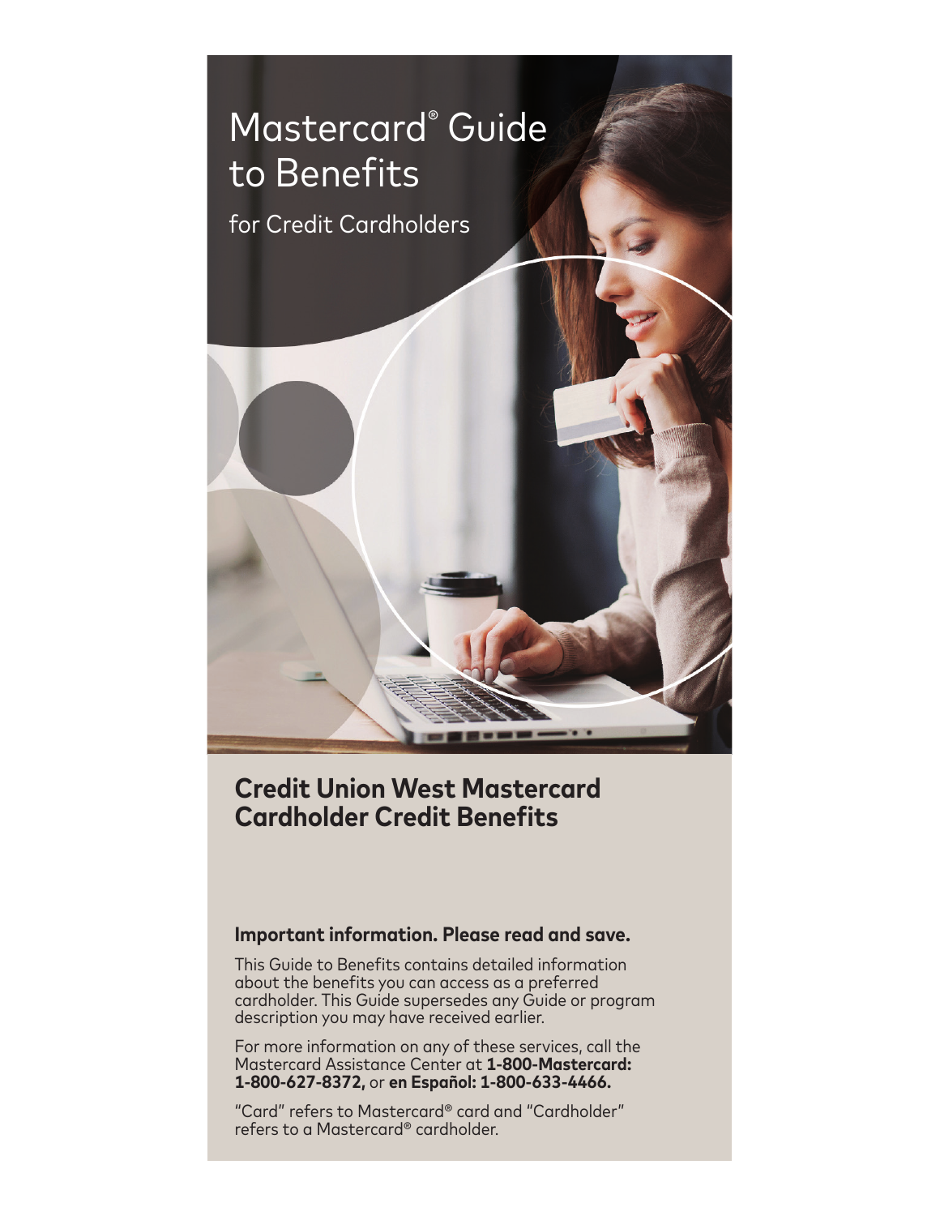# Mastercard® Guide to Benefits

for Credit Cardholders

## Credit Union West Mastercard Cardholder Credit Benefits

**Important information. Please read and save.**

This Guide to Benefits contains detailed information about the benefits you can access as a preferred cardholder. This Guide supersedes any Guide or program description you may have received earlier.

For more information on any of these services, call the Mastercard Assistance Center at **1-800-Mastercard: 1-800-627-8372,** or **en Español: 1-800-633-4466.**

"Card" refers to Mastercard® card and "Cardholder" refers to a Mastercard® cardholder.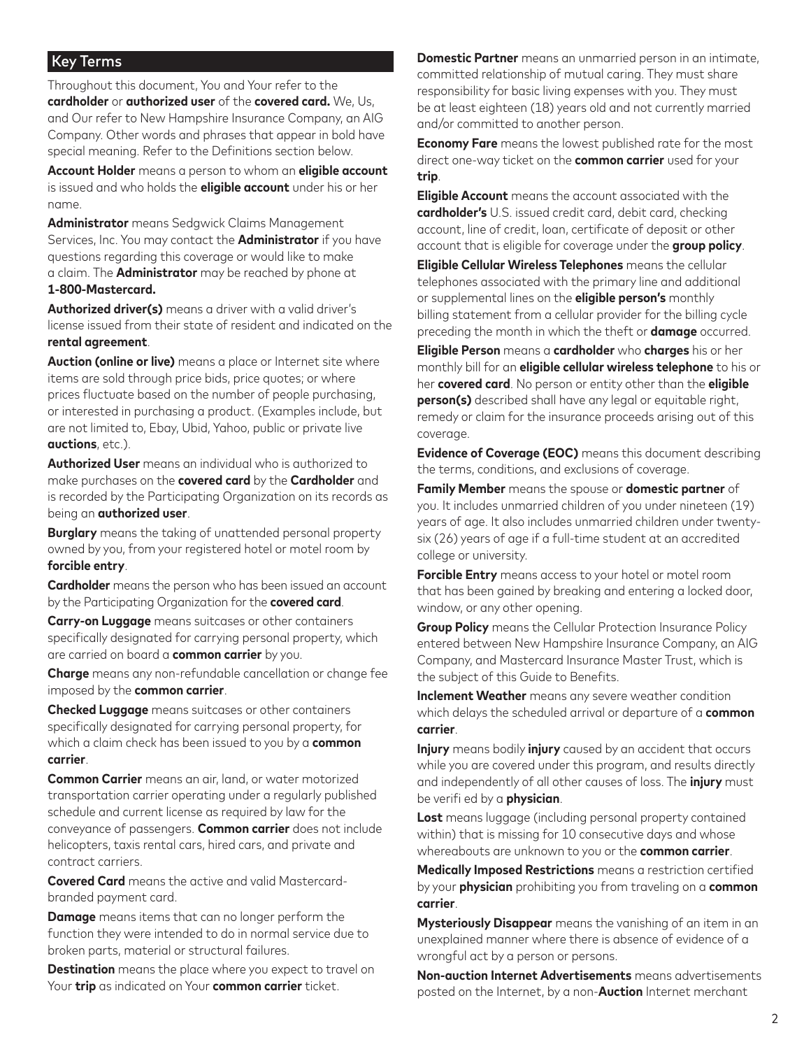## Key Terms

Throughout this document, You and Your refer to the **cardholder** or **authorized user** of the **covered card.** We, Us, and Our refer to New Hampshire Insurance Company, an AIG Company. Other words and phrases that appear in bold have special meaning. Refer to the Definitions section below.

**Account Holder** means a person to whom an **eligible account** is issued and who holds the **eligible account** under his or her name.

**Administrator** means Sedgwick Claims Management Services, Inc. You may contact the **Administrator** if you have questions regarding this coverage or would like to make a claim. The **Administrator** may be reached by phone at **1-800-Mastercard.**

**Authorized driver(s)** means a driver with a valid driver's license issued from their state of resident and indicated on the **rental agreement**.

**Auction (online or live)** means a place or Internet site where items are sold through price bids, price quotes; or where prices fluctuate based on the number of people purchasing, or interested in purchasing a product. (Examples include, but are not limited to, Ebay, Ubid, Yahoo, public or private live **auctions**, etc.).

**Authorized User** means an individual who is authorized to make purchases on the **covered card** by the **Cardholder** and is recorded by the Participating Organization on its records as being an **authorized user**.

**Burglary** means the taking of unattended personal property owned by you, from your registered hotel or motel room by **forcible entry**.

**Cardholder** means the person who has been issued an account by the Participating Organization for the **covered card**.

**Carry-on Luggage** means suitcases or other containers specifically designated for carrying personal property, which are carried on board a **common carrier** by you.

**Charge** means any non-refundable cancellation or change fee imposed by the **common carrier**.

**Checked Luggage** means suitcases or other containers specifically designated for carrying personal property, for which a claim check has been issued to you by a **common carrier**.

**Common Carrier** means an air, land, or water motorized transportation carrier operating under a regularly published schedule and current license as required by law for the conveyance of passengers. **Common carrier** does not include helicopters, taxis rental cars, hired cars, and private and contract carriers.

**Covered Card** means the active and valid Mastercard-branded payment card.

**Damage** means items that can no longer perform the function they were intended to do in normal service due to broken parts, material or structural failures.

**Destination** means the place where you expect to travel on Your **trip** as indicated on Your **common carrier** ticket.

**Domestic Partner** means an unmarried person in an intimate, committed relationship of mutual caring. They must share responsibility for basic living expenses with you. They must be at least eighteen (18) years old and not currently married and/or committed to another person.

**Economy Fare** means the lowest published rate for the most direct one-way ticket on the **common carrier** used for your **trip**.

**Eligible Account** means the account associated with the **cardholder's** U.S. issued credit card, debit card, checking account, line of credit, loan, certificate of deposit or other account that is eligible for coverage under the **group policy**.

**Eligible Cellular Wireless Telephones** means the cellular telephones associated with the primary line and additional or supplemental lines on the **eligible person's** monthly billing statement from a cellular provider for the billing cycle preceding the month in which the theft or **damage** occurred.

**Eligible Person** means a **cardholder** who **charges** his or her monthly bill for an **eligible cellular wireless telephone** to his or her **covered card**. No person or entity other than the **eligible person(s)** described shall have any legal or equitable right, remedy or claim for the insurance proceeds arising out of this coverage.

**Evidence of Coverage (EOC)** means this document describing the terms, conditions, and exclusions of coverage.

**Family Member** means the spouse or **domestic partner** of you. It includes unmarried children of you under nineteen (19) years of age. It also includes unmarried children under twenty-six (26) years of age if a full-time student at an accredited college or university.

**Forcible Entry** means access to your hotel or motel room that has been gained by breaking and entering a locked door, window, or any other opening.

**Group Policy** means the Cellular Protection Insurance Policy entered between New Hampshire Insurance Company, an AIG Company, and Mastercard Insurance Master Trust, which is the subject of this Guide to Benefits.

**Inclement Weather** means any severe weather condition which delays the scheduled arrival or departure of a **common carrier**.

**Injury** means bodily **injury** caused by an accident that occurs while you are covered under this program, and results directly and independently of all other causes of loss. The **injury** must be verifi ed by a **physician**.

**Lost** means luggage (including personal property contained within) that is missing for 10 consecutive days and whose whereabouts are unknown to you or the **common carrier**.

**Medically Imposed Restrictions** means a restriction certified by your **physician** prohibiting you from traveling on a **common carrier**.

**Mysteriously Disappear** means the vanishing of an item in an unexplained manner where there is absence of evidence of a wrongful act by a person or persons.

**Non-auction Internet Advertisements** means advertisements posted on the Internet, by a non-**Auction** Internet merchant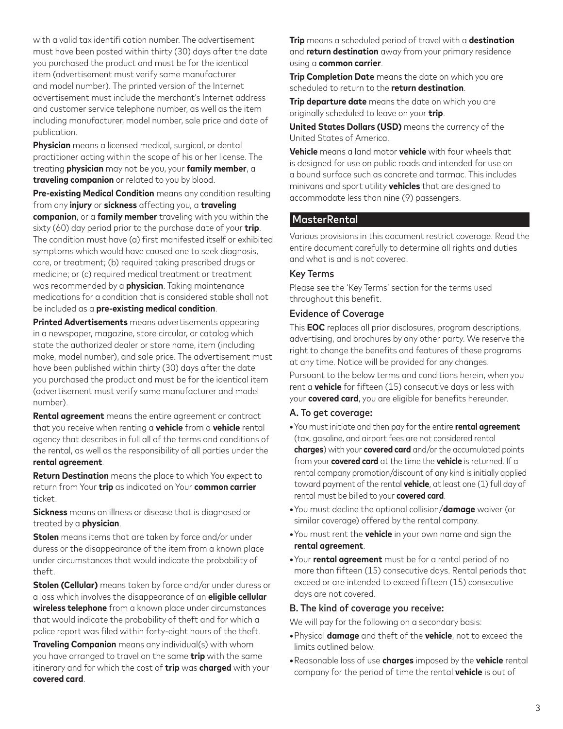with a valid tax identifi cation number. The advertisement must have been posted within thirty (30) days after the date you purchased the product and must be for the identical item (advertisement must verify same manufacturer and model number). The printed version of the Internet advertisement must include the merchant's Internet address and customer service telephone number, as well as the item including manufacturer, model number, sale price and date of publication.

**Physician** means a licensed medical, surgical, or dental practitioner acting within the scope of his or her license. The treating **physician** may not be you, your **family member**, a **traveling companion** or related to you by blood.

**Pre-existing Medical Condition** means any condition resulting from any **injury** or **sickness** affecting you, a **traveling companion**, or a **family member** traveling with you within the sixty (60) day period prior to the purchase date of your **trip**. The condition must have (a) first manifested itself or exhibited symptoms which would have caused one to seek diagnosis, care, or treatment; (b) required taking prescribed drugs or medicine; or (c) required medical treatment or treatment was recommended by a **physician**. Taking maintenance medications for a condition that is considered stable shall not be included as a **pre-existing medical condition**.

**Printed Advertisements** means advertisements appearing in a newspaper, magazine, store circular, or catalog which state the authorized dealer or store name, item (including make, model number), and sale price. The advertisement must have been published within thirty (30) days after the date you purchased the product and must be for the identical item (advertisement must verify same manufacturer and model number).

**Rental agreement** means the entire agreement or contract that you receive when renting a **vehicle** from a **vehicle** rental agency that describes in full all of the terms and conditions of the rental, as well as the responsibility of all parties under the **rental agreement**.

**Return Destination** means the place to which You expect to return from Your **trip** as indicated on Your **common carrier** ticket.

**Sickness** means an illness or disease that is diagnosed or treated by a **physician**.

**Stolen** means items that are taken by force and/or under duress or the disappearance of the item from a known place under circumstances that would indicate the probability of theft.

**Stolen (Cellular)** means taken by force and/or under duress or a loss which involves the disappearance of an **eligible cellular wireless telephone** from a known place under circumstances that would indicate the probability of theft and for which a police report was filed within forty-eight hours of the theft.

**Traveling Companion** means any individual(s) with whom you have arranged to travel on the same **trip** with the same itinerary and for which the cost of **trip** was **charged** with your **covered card**.

**Trip** means a scheduled period of travel with a **destination** and **return destination** away from your primary residence using a **common carrier**.

**Trip Completion Date** means the date on which you are scheduled to return to the **return destination**.

**Trip departure date** means the date on which you are originally scheduled to leave on your **trip**.

**United States Dollars (USD)** means the currency of the United States of America.

**Vehicle** means a land motor **vehicle** with four wheels that is designed for use on public roads and intended for use on a bound surface such as concrete and tarmac. This includes minivans and sport utility **vehicles** that are designed to accommodate less than nine (9) passengers.

## MasterRental

Various provisions in this document restrict coverage. Read the entire document carefully to determine all rights and duties and what is and is not covered.

### Key Terms

Please see the 'Key Terms' section for the terms used throughout this benefit.

### Evidence of Coverage

This **EOC** replaces all prior disclosures, program descriptions, advertising, and brochures by any other party. We reserve the right to change the benefits and features of these programs at any time. Notice will be provided for any changes.

Pursuant to the below terms and conditions herein, when you rent a **vehicle** for fifteen (15) consecutive days or less with your **covered card**, you are eligible for benefits hereunder.

### A. To get coverage:

- You must initiate and then pay for the entire **rental agreement** (tax, gasoline, and airport fees are not considered rental **charges**) with your **covered card** and/or the accumulated points from your **covered card** at the time the **vehicle** is returned. If a rental company promotion/discount of any kind is initially applied toward payment of the rental **vehicle**, at least one (1) full day of rental must be billed to your **covered card**.
- You must decline the optional collision/**damage** waiver (or similar coverage) offered by the rental company.
- You must rent the **vehicle** in your own name and sign the **rental agreement**.
- Your **rental agreement** must be for a rental period of no more than fifteen (15) consecutive days. Rental periods that exceed or are intended to exceed fifteen (15) consecutive days are not covered.

### B. The kind of coverage you receive:

We will pay for the following on a secondary basis:

- Physical **damage** and theft of the **vehicle**, not to exceed the limits outlined below.
- Reasonable loss of use **charges** imposed by the **vehicle** rental company for the period of time the rental **vehicle** is out of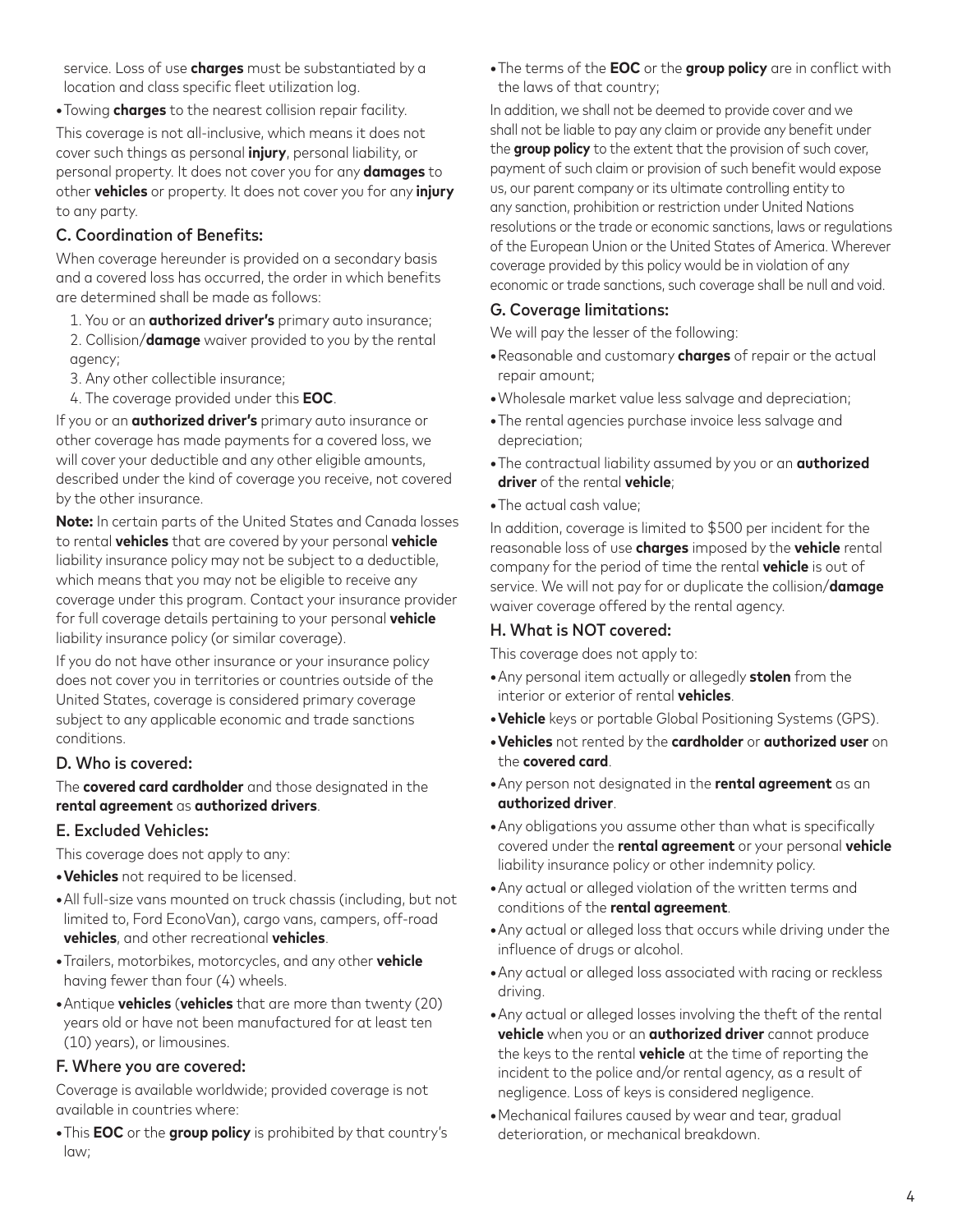service. Loss of use **charges** must be substantiated by a location and class specific fleet utilization log.

- Towing **charges** to the nearest collision repair facility.

This coverage is not all-inclusive, which means it does not cover such things as personal **injury**, personal liability, or personal property. It does not cover you for any **damages** to other **vehicles** or property. It does not cover you for any **injury** to any party.

### C. Coordination of Benefits:

When coverage hereunder is provided on a secondary basis and a covered loss has occurred, the order in which benefits are determined shall be made as follows:

1. You or an **authorized driver's** primary auto insurance;
2. Collision/**damage** waiver provided to you by the rental agency;
3. Any other collectible insurance;
4. The coverage provided under this **EOC**.

If you or an **authorized driver's** primary auto insurance or other coverage has made payments for a covered loss, we will cover your deductible and any other eligible amounts, described under the kind of coverage you receive, not covered by the other insurance.

**Note:** In certain parts of the United States and Canada losses to rental **vehicles** that are covered by your personal **vehicle** liability insurance policy may not be subject to a deductible, which means that you may not be eligible to receive any coverage under this program. Contact your insurance provider for full coverage details pertaining to your personal **vehicle** liability insurance policy (or similar coverage).

If you do not have other insurance or your insurance policy does not cover you in territories or countries outside of the United States, coverage is considered primary coverage subject to any applicable economic and trade sanctions conditions.

### D. Who is covered:

The **covered card cardholder** and those designated in the **rental agreement** as **authorized drivers**.

### E. Excluded Vehicles:

This coverage does not apply to any:

- **Vehicles** not required to be licensed.
- All full-size vans mounted on truck chassis (including, but not limited to, Ford EconoVan), cargo vans, campers, off-road **vehicles**, and other recreational **vehicles**.
- Trailers, motorbikes, motorcycles, and any other **vehicle** having fewer than four (4) wheels.
- Antique **vehicles** (**vehicles** that are more than twenty (20) years old or have not been manufactured for at least ten (10) years), or limousines.

### F. Where you are covered:

Coverage is available worldwide; provided coverage is not available in countries where:

- This **EOC** or the **group policy** is prohibited by that country's law;
- The terms of the **EOC** or the **group policy** are in conflict with the laws of that country;

In addition, we shall not be deemed to provide cover and we shall not be liable to pay any claim or provide any benefit under the **group policy** to the extent that the provision of such cover, payment of such claim or provision of such benefit would expose us, our parent company or its ultimate controlling entity to any sanction, prohibition or restriction under United Nations resolutions or the trade or economic sanctions, laws or regulations of the European Union or the United States of America. Wherever coverage provided by this policy would be in violation of any economic or trade sanctions, such coverage shall be null and void.

### G. Coverage limitations:

We will pay the lesser of the following:

- Reasonable and customary **charges** of repair or the actual repair amount;
- Wholesale market value less salvage and depreciation;
- The rental agencies purchase invoice less salvage and depreciation;
- The contractual liability assumed by you or an **authorized driver** of the rental **vehicle**;
- The actual cash value;

In addition, coverage is limited to $500 per incident for the reasonable loss of use **charges** imposed by the **vehicle** rental company for the period of time the rental **vehicle** is out of service. We will not pay for or duplicate the collision/**damage** waiver coverage offered by the rental agency.

### H. What is NOT covered:

This coverage does not apply to:

- Any personal item actually or allegedly **stolen** from the interior or exterior of rental **vehicles**.
- **Vehicle** keys or portable Global Positioning Systems (GPS).
- **Vehicles** not rented by the **cardholder** or **authorized user** on the **covered card**.
- Any person not designated in the **rental agreement** as an **authorized driver**.
- Any obligations you assume other than what is specifically covered under the **rental agreement** or your personal **vehicle** liability insurance policy or other indemnity policy.
- Any actual or alleged violation of the written terms and conditions of the **rental agreement**.
- Any actual or alleged loss that occurs while driving under the influence of drugs or alcohol.
- Any actual or alleged loss associated with racing or reckless driving.
- Any actual or alleged losses involving the theft of the rental **vehicle** when you or an **authorized driver** cannot produce the keys to the rental **vehicle** at the time of reporting the incident to the police and/or rental agency, as a result of negligence. Loss of keys is considered negligence.
- Mechanical failures caused by wear and tear, gradual deterioration, or mechanical breakdown.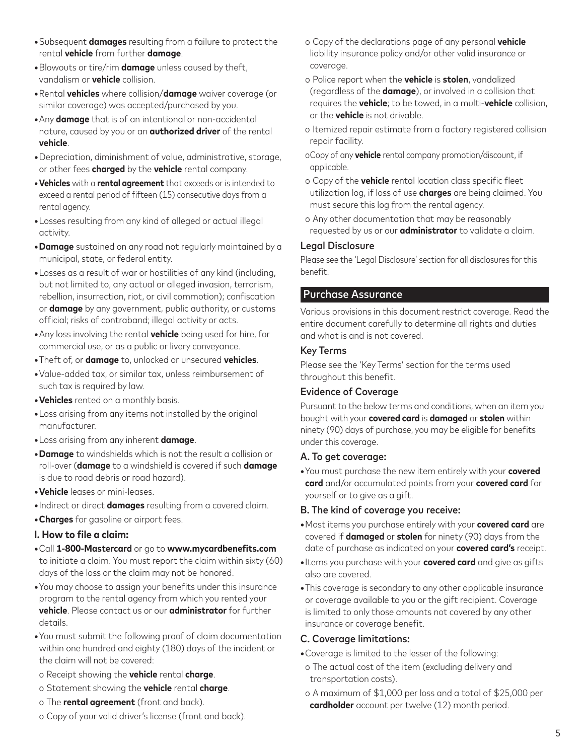- Subsequent **damages** resulting from a failure to protect the rental **vehicle** from further **damage**.
- Blowouts or tire/rim **damage** unless caused by theft, vandalism or **vehicle** collision.
- Rental **vehicles** where collision/**damage** waiver coverage (or similar coverage) was accepted/purchased by you.
- Any **damage** that is of an intentional or non-accidental nature, caused by you or an **authorized driver** of the rental **vehicle**.
- Depreciation, diminishment of value, administrative, storage, or other fees **charged** by the **vehicle** rental company.
- **Vehicles** with a **rental agreement** that exceeds or is intended to exceed a rental period of fifteen (15) consecutive days from a rental agency.
- Losses resulting from any kind of alleged or actual illegal activity.
- **Damage** sustained on any road not regularly maintained by a municipal, state, or federal entity.
- Losses as a result of war or hostilities of any kind (including, but not limited to, any actual or alleged invasion, terrorism, rebellion, insurrection, riot, or civil commotion); confiscation or **damage** by any government, public authority, or customs official; risks of contraband; illegal activity or acts.
- Any loss involving the rental **vehicle** being used for hire, for commercial use, or as a public or livery conveyance.
- Theft of, or **damage** to, unlocked or unsecured **vehicles**.
- Value-added tax, or similar tax, unless reimbursement of such tax is required by law.
- **Vehicles** rented on a monthly basis.
- Loss arising from any items not installed by the original manufacturer.
- Loss arising from any inherent **damage**.
- **Damage** to windshields which is not the result a collision or roll-over (**damage** to a windshield is covered if such **damage** is due to road debris or road hazard).
- **Vehicle** leases or mini-leases.
- Indirect or direct **damages** resulting from a covered claim.
- **Charges** for gasoline or airport fees.

### I. How to file a claim:

- Call **1-800-Mastercard** or go to **www.mycardbenefits.com** to initiate a claim. You must report the claim within sixty (60) days of the loss or the claim may not be honored.
- You may choose to assign your benefits under this insurance program to the rental agency from which you rented your **vehicle**. Please contact us or our **administrator** for further details.
- You must submit the following proof of claim documentation within one hundred and eighty (180) days of the incident or the claim will not be covered:
  - Receipt showing the **vehicle** rental **charge**.
  - Statement showing the **vehicle** rental **charge**.
  - The **rental agreement** (front and back).
  - Copy of your valid driver's license (front and back).
  - Copy of the declarations page of any personal **vehicle** liability insurance policy and/or other valid insurance or coverage.
  - Police report when the **vehicle** is **stolen**, vandalized (regardless of the **damage**), or involved in a collision that requires the **vehicle**; to be towed, in a multi-**vehicle** collision, or the **vehicle** is not drivable.
  - Itemized repair estimate from a factory registered collision repair facility.
  - Copy of any **vehicle** rental company promotion/discount, if applicable.
  - Copy of the **vehicle** rental location class specific fleet utilization log, if loss of use **charges** are being claimed. You must secure this log from the rental agency.
  - Any other documentation that may be reasonably requested by us or our **administrator** to validate a claim.

### Legal Disclosure

Please see the 'Legal Disclosure' section for all disclosures for this benefit.

## Purchase Assurance

Various provisions in this document restrict coverage. Read the entire document carefully to determine all rights and duties and what is and is not covered.

### Key Terms

Please see the 'Key Terms' section for the terms used throughout this benefit.

### Evidence of Coverage

Pursuant to the below terms and conditions, when an item you bought with your **covered card** is **damaged** or **stolen** within ninety (90) days of purchase, you may be eligible for benefits under this coverage.

### A. To get coverage:

- You must purchase the new item entirely with your **covered card** and/or accumulated points from your **covered card** for yourself or to give as a gift.

### B. The kind of coverage you receive:

- Most items you purchase entirely with your **covered card** are covered if **damaged** or **stolen** for ninety (90) days from the date of purchase as indicated on your **covered card's** receipt.
- Items you purchase with your **covered card** and give as gifts also are covered.
- This coverage is secondary to any other applicable insurance or coverage available to you or the gift recipient. Coverage is limited to only those amounts not covered by any other insurance or coverage benefit.

### C. Coverage limitations:

- Coverage is limited to the lesser of the following:
  - The actual cost of the item (excluding delivery and transportation costs).
  - A maximum of $1,000 per loss and a total of $25,000 per **cardholder** account per twelve (12) month period.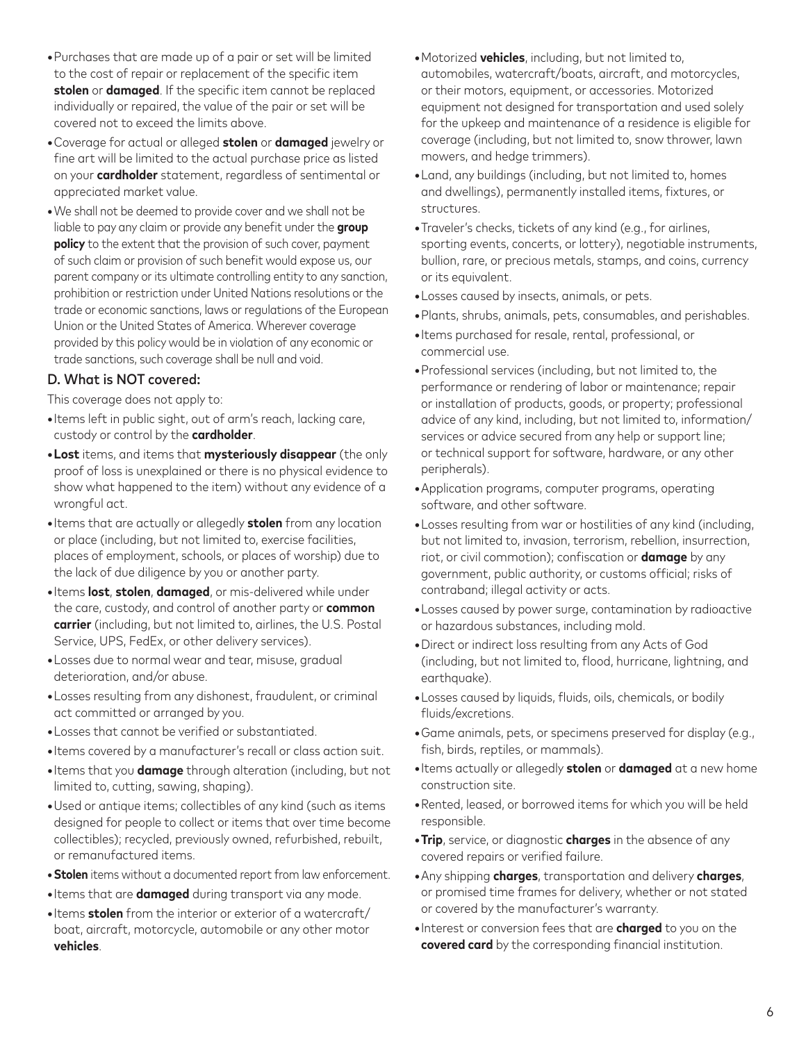- Purchases that are made up of a pair or set will be limited to the cost of repair or replacement of the specific item **stolen** or **damaged**. If the specific item cannot be replaced individually or repaired, the value of the pair or set will be covered not to exceed the limits above.
- Coverage for actual or alleged **stolen** or **damaged** jewelry or fine art will be limited to the actual purchase price as listed on your **cardholder** statement, regardless of sentimental or appreciated market value.
- We shall not be deemed to provide cover and we shall not be liable to pay any claim or provide any benefit under the **group policy** to the extent that the provision of such cover, payment of such claim or provision of such benefit would expose us, our parent company or its ultimate controlling entity to any sanction, prohibition or restriction under United Nations resolutions or the trade or economic sanctions, laws or regulations of the European Union or the United States of America. Wherever coverage provided by this policy would be in violation of any economic or trade sanctions, such coverage shall be null and void.

### D. What is NOT covered:

This coverage does not apply to:

- Items left in public sight, out of arm's reach, lacking care, custody or control by the **cardholder**.
- **Lost** items, and items that **mysteriously disappear** (the only proof of loss is unexplained or there is no physical evidence to show what happened to the item) without any evidence of a wrongful act.
- Items that are actually or allegedly **stolen** from any location or place (including, but not limited to, exercise facilities, places of employment, schools, or places of worship) due to the lack of due diligence by you or another party.
- Items **lost**, **stolen**, **damaged**, or mis-delivered while under the care, custody, and control of another party or **common carrier** (including, but not limited to, airlines, the U.S. Postal Service, UPS, FedEx, or other delivery services).
- Losses due to normal wear and tear, misuse, gradual deterioration, and/or abuse.
- Losses resulting from any dishonest, fraudulent, or criminal act committed or arranged by you.
- Losses that cannot be verified or substantiated.
- Items covered by a manufacturer's recall or class action suit.
- Items that you **damage** through alteration (including, but not limited to, cutting, sawing, shaping).
- Used or antique items; collectibles of any kind (such as items designed for people to collect or items that over time become collectibles); recycled, previously owned, refurbished, rebuilt, or remanufactured items.
- **Stolen** items without a documented report from law enforcement.
- Items that are **damaged** during transport via any mode.
- Items **stolen** from the interior or exterior of a watercraft/boat, aircraft, motorcycle, automobile or any other motor **vehicles**.
- Motorized **vehicles**, including, but not limited to, automobiles, watercraft/boats, aircraft, and motorcycles, or their motors, equipment, or accessories. Motorized equipment not designed for transportation and used solely for the upkeep and maintenance of a residence is eligible for coverage (including, but not limited to, snow thrower, lawn mowers, and hedge trimmers).
- Land, any buildings (including, but not limited to, homes and dwellings), permanently installed items, fixtures, or structures.
- Traveler's checks, tickets of any kind (e.g., for airlines, sporting events, concerts, or lottery), negotiable instruments, bullion, rare, or precious metals, stamps, and coins, currency or its equivalent.
- Losses caused by insects, animals, or pets.
- Plants, shrubs, animals, pets, consumables, and perishables.
- Items purchased for resale, rental, professional, or commercial use.
- Professional services (including, but not limited to, the performance or rendering of labor or maintenance; repair or installation of products, goods, or property; professional advice of any kind, including, but not limited to, information/services or advice secured from any help or support line; or technical support for software, hardware, or any other peripherals).
- Application programs, computer programs, operating software, and other software.
- Losses resulting from war or hostilities of any kind (including, but not limited to, invasion, terrorism, rebellion, insurrection, riot, or civil commotion); confiscation or **damage** by any government, public authority, or customs official; risks of contraband; illegal activity or acts.
- Losses caused by power surge, contamination by radioactive or hazardous substances, including mold.
- Direct or indirect loss resulting from any Acts of God (including, but not limited to, flood, hurricane, lightning, and earthquake).
- Losses caused by liquids, fluids, oils, chemicals, or bodily fluids/excretions.
- Game animals, pets, or specimens preserved for display (e.g., fish, birds, reptiles, or mammals).
- Items actually or allegedly **stolen** or **damaged** at a new home construction site.
- Rented, leased, or borrowed items for which you will be held responsible.
- **Trip**, service, or diagnostic **charges** in the absence of any covered repairs or verified failure.
- Any shipping **charges**, transportation and delivery **charges**, or promised time frames for delivery, whether or not stated or covered by the manufacturer's warranty.
- Interest or conversion fees that are **charged** to you on the **covered card** by the corresponding financial institution.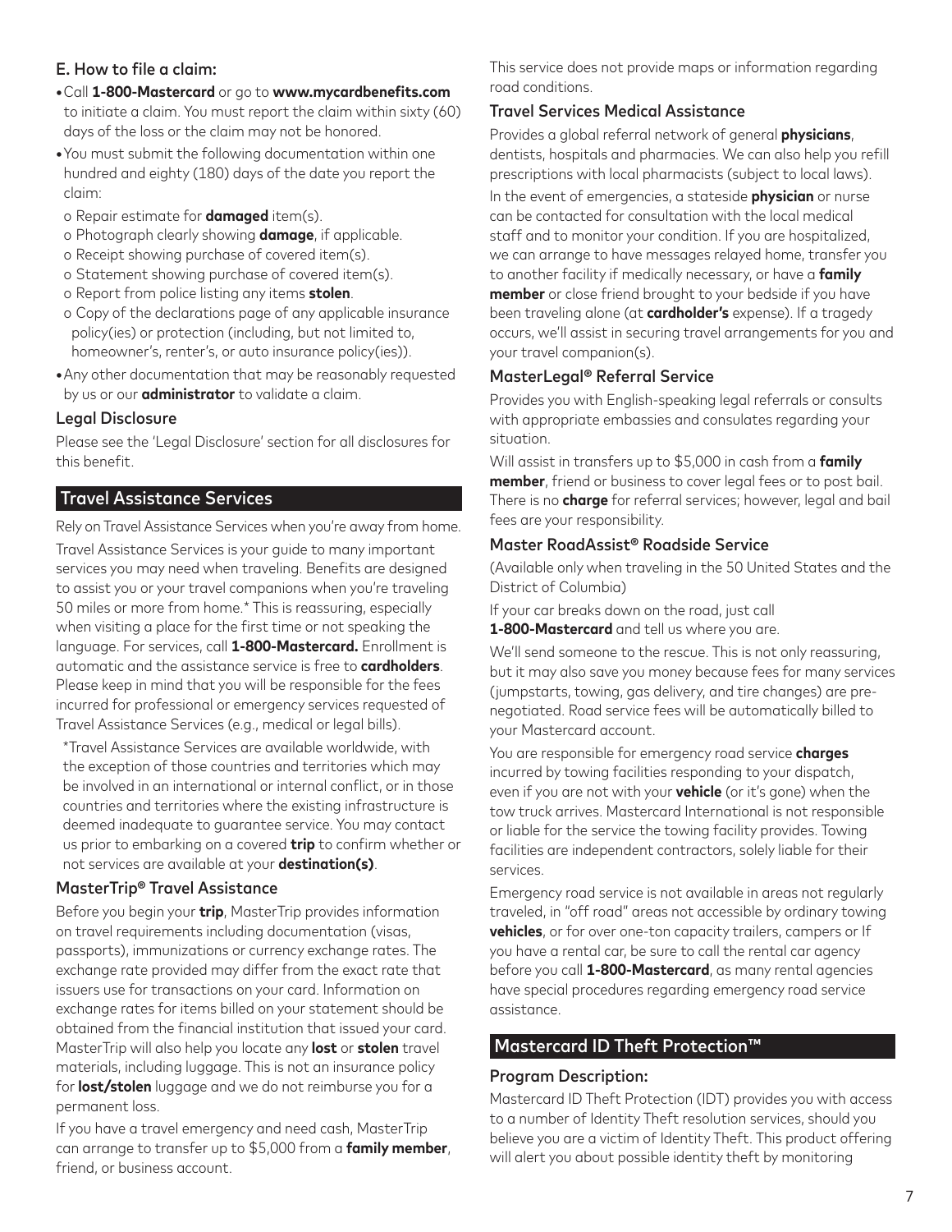### E. How to file a claim:

- Call **1-800-Mastercard** or go to **www.mycardbenefits.com** to initiate a claim. You must report the claim within sixty (60) days of the loss or the claim may not be honored.
- You must submit the following documentation within one hundred and eighty (180) days of the date you report the claim:
  - Repair estimate for **damaged** item(s).
  - Photograph clearly showing **damage**, if applicable.
  - Receipt showing purchase of covered item(s).
  - Statement showing purchase of covered item(s).
  - Report from police listing any items **stolen**.
  - Copy of the declarations page of any applicable insurance policy(ies) or protection (including, but not limited to, homeowner's, renter's, or auto insurance policy(ies)).
- Any other documentation that may be reasonably requested by us or our **administrator** to validate a claim.

### Legal Disclosure

Please see the 'Legal Disclosure' section for all disclosures for this benefit.

## Travel Assistance Services

Rely on Travel Assistance Services when you're away from home.

Travel Assistance Services is your guide to many important services you may need when traveling. Benefits are designed to assist you or your travel companions when you're traveling 50 miles or more from home.* This is reassuring, especially when visiting a place for the first time or not speaking the language. For services, call **1-800-Mastercard.** Enrollment is automatic and the assistance service is free to **cardholders**. Please keep in mind that you will be responsible for the fees incurred for professional or emergency services requested of Travel Assistance Services (e.g., medical or legal bills).

*Travel Assistance Services are available worldwide, with the exception of those countries and territories which may be involved in an international or internal conflict, or in those countries and territories where the existing infrastructure is deemed inadequate to guarantee service. You may contact us prior to embarking on a covered **trip** to confirm whether or not services are available at your **destination(s)**.

### MasterTrip® Travel Assistance

Before you begin your **trip**, MasterTrip provides information on travel requirements including documentation (visas, passports), immunizations or currency exchange rates. The exchange rate provided may differ from the exact rate that issuers use for transactions on your card. Information on exchange rates for items billed on your statement should be obtained from the financial institution that issued your card. MasterTrip will also help you locate any **lost** or **stolen** travel materials, including luggage. This is not an insurance policy for **lost/stolen** luggage and we do not reimburse you for a permanent loss.

If you have a travel emergency and need cash, MasterTrip can arrange to transfer up to $5,000 from a **family member**, friend, or business account.

This service does not provide maps or information regarding road conditions.

### Travel Services Medical Assistance

Provides a global referral network of general **physicians**, dentists, hospitals and pharmacies. We can also help you refill prescriptions with local pharmacists (subject to local laws).

In the event of emergencies, a stateside **physician** or nurse can be contacted for consultation with the local medical staff and to monitor your condition. If you are hospitalized, we can arrange to have messages relayed home, transfer you to another facility if medically necessary, or have a **family member** or close friend brought to your bedside if you have been traveling alone (at **cardholder's** expense). If a tragedy occurs, we'll assist in securing travel arrangements for you and your travel companion(s).

### MasterLegal® Referral Service

Provides you with English-speaking legal referrals or consults with appropriate embassies and consulates regarding your situation.

Will assist in transfers up to $5,000 in cash from a **family member**, friend or business to cover legal fees or to post bail. There is no **charge** for referral services; however, legal and bail fees are your responsibility.

### Master RoadAssist® Roadside Service

(Available only when traveling in the 50 United States and the District of Columbia)

If your car breaks down on the road, just call **1-800-Mastercard** and tell us where you are.

We'll send someone to the rescue. This is not only reassuring, but it may also save you money because fees for many services (jumpstarts, towing, gas delivery, and tire changes) are pre-negotiated. Road service fees will be automatically billed to your Mastercard account.

You are responsible for emergency road service **charges** incurred by towing facilities responding to your dispatch, even if you are not with your **vehicle** (or it's gone) when the tow truck arrives. Mastercard International is not responsible or liable for the service the towing facility provides. Towing facilities are independent contractors, solely liable for their services.

Emergency road service is not available in areas not regularly traveled, in "off road" areas not accessible by ordinary towing **vehicles**, or for over one-ton capacity trailers, campers or If you have a rental car, be sure to call the rental car agency before you call **1-800-Mastercard**, as many rental agencies have special procedures regarding emergency road service assistance.

## Mastercard ID Theft Protection™

### Program Description:

Mastercard ID Theft Protection (IDT) provides you with access to a number of Identity Theft resolution services, should you believe you are a victim of Identity Theft. This product offering will alert you about possible identity theft by monitoring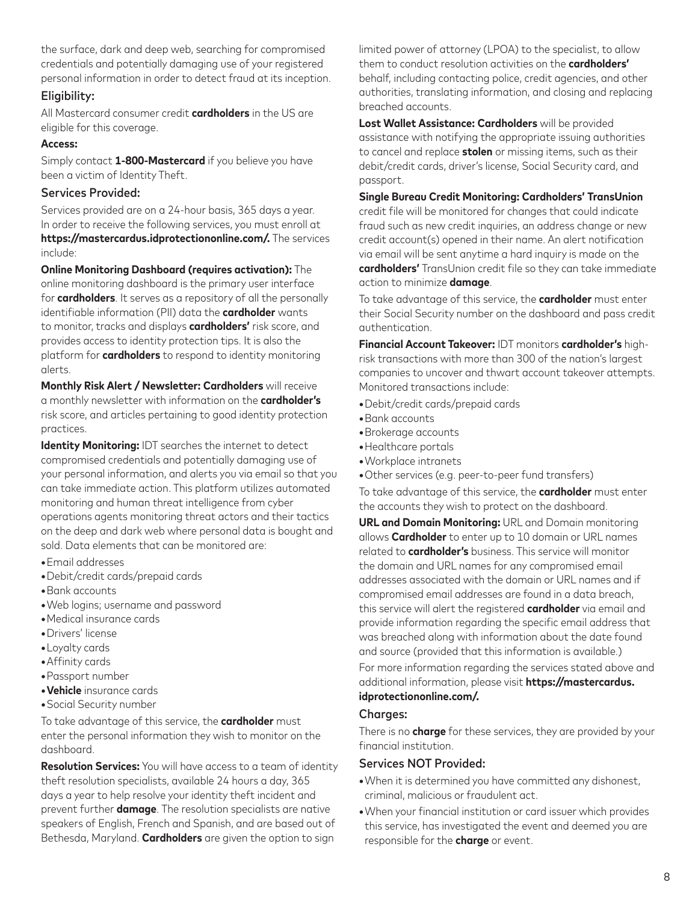the surface, dark and deep web, searching for compromised credentials and potentially damaging use of your registered personal information in order to detect fraud at its inception.

### Eligibility:

All Mastercard consumer credit **cardholders** in the US are eligible for this coverage.

**Access:**

Simply contact **1-800-Mastercard** if you believe you have been a victim of Identity Theft.

### Services Provided:

Services provided are on a 24-hour basis, 365 days a year. In order to receive the following services, you must enroll at **https://mastercardus.idprotectiononline.com/.** The services include:

**Online Monitoring Dashboard (requires activation):** The online monitoring dashboard is the primary user interface for **cardholders**. It serves as a repository of all the personally identifiable information (PII) data the **cardholder** wants to monitor, tracks and displays **cardholders'** risk score, and provides access to identity protection tips. It is also the platform for **cardholders** to respond to identity monitoring alerts.

**Monthly Risk Alert / Newsletter: Cardholders** will receive a monthly newsletter with information on the **cardholder's** risk score, and articles pertaining to good identity protection practices.

**Identity Monitoring:** IDT searches the internet to detect compromised credentials and potentially damaging use of your personal information, and alerts you via email so that you can take immediate action. This platform utilizes automated monitoring and human threat intelligence from cyber operations agents monitoring threat actors and their tactics on the deep and dark web where personal data is bought and sold. Data elements that can be monitored are:

- Email addresses
- Debit/credit cards/prepaid cards
- Bank accounts
- Web logins; username and password
- Medical insurance cards
- Drivers' license
- Loyalty cards
- Affinity cards
- Passport number
- **Vehicle** insurance cards
- Social Security number

To take advantage of this service, the **cardholder** must enter the personal information they wish to monitor on the dashboard.

**Resolution Services:** You will have access to a team of identity theft resolution specialists, available 24 hours a day, 365 days a year to help resolve your identity theft incident and prevent further **damage**. The resolution specialists are native speakers of English, French and Spanish, and are based out of Bethesda, Maryland. **Cardholders** are given the option to sign limited power of attorney (LPOA) to the specialist, to allow them to conduct resolution activities on the **cardholders'** behalf, including contacting police, credit agencies, and other authorities, translating information, and closing and replacing breached accounts.

**Lost Wallet Assistance: Cardholders** will be provided assistance with notifying the appropriate issuing authorities to cancel and replace **stolen** or missing items, such as their debit/credit cards, driver's license, Social Security card, and passport.

**Single Bureau Credit Monitoring: Cardholders' TransUnion** credit file will be monitored for changes that could indicate fraud such as new credit inquiries, an address change or new credit account(s) opened in their name. An alert notification via email will be sent anytime a hard inquiry is made on the **cardholders'** TransUnion credit file so they can take immediate action to minimize **damage**.

To take advantage of this service, the **cardholder** must enter their Social Security number on the dashboard and pass credit authentication.

**Financial Account Takeover:** IDT monitors **cardholder's** high-risk transactions with more than 300 of the nation's largest companies to uncover and thwart account takeover attempts. Monitored transactions include:

- Debit/credit cards/prepaid cards
- Bank accounts
- Brokerage accounts
- Healthcare portals
- Workplace intranets
- Other services (e.g. peer-to-peer fund transfers)

To take advantage of this service, the **cardholder** must enter the accounts they wish to protect on the dashboard.

**URL and Domain Monitoring:** URL and Domain monitoring allows **Cardholder** to enter up to 10 domain or URL names related to **cardholder's** business. This service will monitor the domain and URL names for any compromised email addresses associated with the domain or URL names and if compromised email addresses are found in a data breach, this service will alert the registered **cardholder** via email and provide information regarding the specific email address that was breached along with information about the date found and source (provided that this information is available.)

For more information regarding the services stated above and additional information, please visit **https://mastercardus.idprotectiononline.com/.**

### Charges:

There is no **charge** for these services, they are provided by your financial institution.

### Services NOT Provided:

- When it is determined you have committed any dishonest, criminal, malicious or fraudulent act.
- When your financial institution or card issuer which provides this service, has investigated the event and deemed you are responsible for the **charge** or event.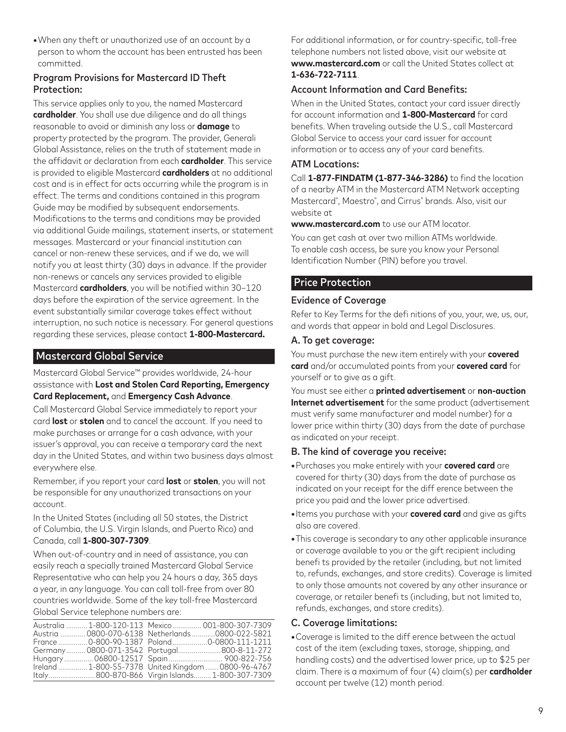- When any theft or unauthorized use of an account by a person to whom the account has been entrusted has been committed.

### Program Provisions for Mastercard ID Theft Protection:

This service applies only to you, the named Mastercard **cardholder**. You shall use due diligence and do all things reasonable to avoid or diminish any loss or **damage** to property protected by the program. The provider, Generali Global Assistance, relies on the truth of statement made in the affidavit or declaration from each **cardholder**. This service is provided to eligible Mastercard **cardholders** at no additional cost and is in effect for acts occurring while the program is in effect. The terms and conditions contained in this program Guide may be modified by subsequent endorsements. Modifications to the terms and conditions may be provided via additional Guide mailings, statement inserts, or statement messages. Mastercard or your financial institution can cancel or non-renew these services, and if we do, we will notify you at least thirty (30) days in advance. If the provider non-renews or cancels any services provided to eligible Mastercard **cardholders**, you will be notified within 30–120 days before the expiration of the service agreement. In the event substantially similar coverage takes effect without interruption, no such notice is necessary. For general questions regarding these services, please contact **1-800-Mastercard.**

## Mastercard Global Service

Mastercard Global Service™ provides worldwide, 24-hour assistance with **Lost and Stolen Card Reporting, Emergency Card Replacement,** and **Emergency Cash Advance**.

Call Mastercard Global Service immediately to report your card **lost** or **stolen** and to cancel the account. If you need to make purchases or arrange for a cash advance, with your issuer's approval, you can receive a temporary card the next day in the United States, and within two business days almost everywhere else.

Remember, if you report your card **lost** or **stolen**, you will not be responsible for any unauthorized transactions on your account.

In the United States (including all 50 states, the District of Columbia, the U.S. Virgin Islands, and Puerto Rico) and Canada, call **1-800-307-7309**.

When out-of-country and in need of assistance, you can easily reach a specially trained Mastercard Global Service Representative who can help you 24 hours a day, 365 days a year, in any language. You can call toll-free from over 80 countries worldwide. Some of the key toll-free Mastercard Global Service telephone numbers are:

| Country | Number | Country | Number |
|---|---|---|---|
| Australia | 1-800-120-113 | Mexico | 001-800-307-7309 |
| Austria | 0800-070-6138 | Netherlands | 0800-022-5821 |
| France | 0-800-90-1387 | Poland | 0-0800-111-1211 |
| Germany | 0800-071-3542 | Portugal | 800-8-11-272 |
| Hungary | 06800-12517 | Spain | 900-822-756 |
| Ireland | 1-800-55-7378 | United Kingdom | 0800-96-4767 |
| Italy | 800-870-866 | Virgin Islands | 1-800-307-7309 |

For additional information, or for country-specific, toll-free telephone numbers not listed above, visit our website at **www.mastercard.com** or call the United States collect at **1-636-722-7111**.

### Account Information and Card Benefits:

When in the United States, contact your card issuer directly for account information and **1-800-Mastercard** for card benefits. When traveling outside the U.S., call Mastercard Global Service to access your card issuer for account information or to access any of your card benefits.

### ATM Locations:

Call **1-877-FINDATM (1-877-346-3286)** to find the location of a nearby ATM in the Mastercard ATM Network accepting Mastercard®, Maestro®, and Cirrus® brands. Also, visit our website at

**www.mastercard.com** to use our ATM locator.

You can get cash at over two million ATMs worldwide. To enable cash access, be sure you know your Personal Identification Number (PIN) before you travel.

## Price Protection

### Evidence of Coverage

Refer to Key Terms for the defi nitions of you, your, we, us, our, and words that appear in bold and Legal Disclosures.

### A. To get coverage:

You must purchase the new item entirely with your **covered card** and/or accumulated points from your **covered card** for yourself or to give as a gift.

You must see either a **printed advertisement** or **non-auction Internet advertisement** for the same product (advertisement must verify same manufacturer and model number) for a lower price within thirty (30) days from the date of purchase as indicated on your receipt.

### B. The kind of coverage you receive:

- Purchases you make entirely with your **covered card** are covered for thirty (30) days from the date of purchase as indicated on your receipt for the diff erence between the price you paid and the lower price advertised.
- Items you purchase with your **covered card** and give as gifts also are covered.
- This coverage is secondary to any other applicable insurance or coverage available to you or the gift recipient including benefi ts provided by the retailer (including, but not limited to, refunds, exchanges, and store credits). Coverage is limited to only those amounts not covered by any other insurance or coverage, or retailer benefi ts (including, but not limited to, refunds, exchanges, and store credits).

### C. Coverage limitations:

- Coverage is limited to the diff erence between the actual cost of the item (excluding taxes, storage, shipping, and handling costs) and the advertised lower price, up to $25 per claim. There is a maximum of four (4) claim(s) per **cardholder** account per twelve (12) month period.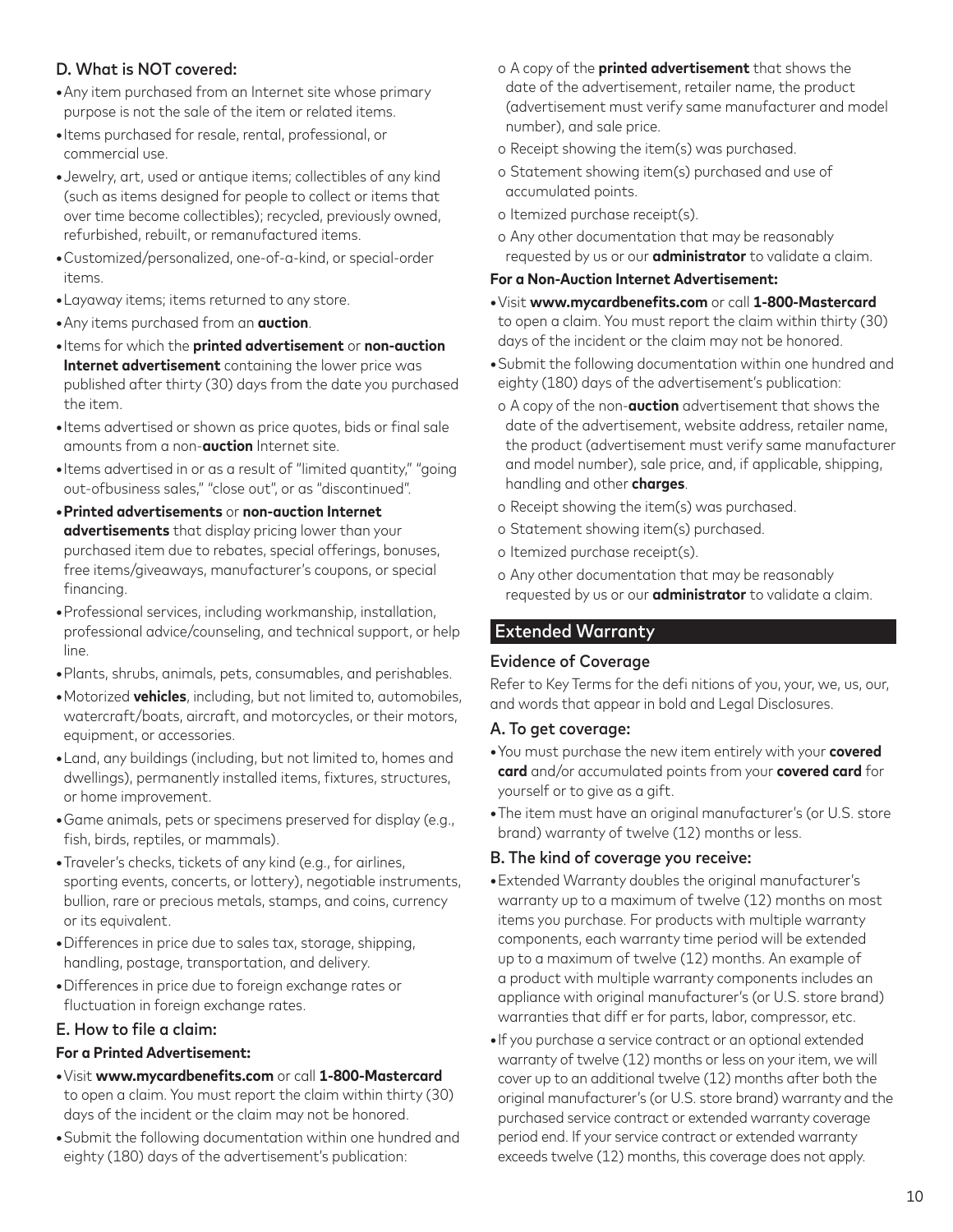### D. What is NOT covered:

- Any item purchased from an Internet site whose primary purpose is not the sale of the item or related items.
- Items purchased for resale, rental, professional, or commercial use.
- Jewelry, art, used or antique items; collectibles of any kind (such as items designed for people to collect or items that over time become collectibles); recycled, previously owned, refurbished, rebuilt, or remanufactured items.
- Customized/personalized, one-of-a-kind, or special-order items.
- Layaway items; items returned to any store.
- Any items purchased from an **auction**.
- Items for which the **printed advertisement** or **non-auction Internet advertisement** containing the lower price was published after thirty (30) days from the date you purchased the item.
- Items advertised or shown as price quotes, bids or final sale amounts from a non-**auction** Internet site.
- Items advertised in or as a result of "limited quantity," "going out-ofbusiness sales," "close out", or as "discontinued".
- **Printed advertisements** or **non-auction Internet advertisements** that display pricing lower than your purchased item due to rebates, special offerings, bonuses, free items/giveaways, manufacturer's coupons, or special financing.
- Professional services, including workmanship, installation, professional advice/counseling, and technical support, or help line.
- Plants, shrubs, animals, pets, consumables, and perishables.
- Motorized **vehicles**, including, but not limited to, automobiles, watercraft/boats, aircraft, and motorcycles, or their motors, equipment, or accessories.
- Land, any buildings (including, but not limited to, homes and dwellings), permanently installed items, fixtures, structures, or home improvement.
- Game animals, pets or specimens preserved for display (e.g., fish, birds, reptiles, or mammals).
- Traveler's checks, tickets of any kind (e.g., for airlines, sporting events, concerts, or lottery), negotiable instruments, bullion, rare or precious metals, stamps, and coins, currency or its equivalent.
- Differences in price due to sales tax, storage, shipping, handling, postage, transportation, and delivery.
- Differences in price due to foreign exchange rates or fluctuation in foreign exchange rates.

### E. How to file a claim:

**For a Printed Advertisement:**

- Visit **www.mycardbenefits.com** or call **1-800-Mastercard** to open a claim. You must report the claim within thirty (30) days of the incident or the claim may not be honored.
- Submit the following documentation within one hundred and eighty (180) days of the advertisement's publication:
  - A copy of the **printed advertisement** that shows the date of the advertisement, retailer name, the product (advertisement must verify same manufacturer and model number), and sale price.
  - Receipt showing the item(s) was purchased.
  - Statement showing item(s) purchased and use of accumulated points.
  - Itemized purchase receipt(s).
  - Any other documentation that may be reasonably requested by us or our **administrator** to validate a claim.

**For a Non-Auction Internet Advertisement:**

- Visit **www.mycardbenefits.com** or call **1-800-Mastercard** to open a claim. You must report the claim within thirty (30) days of the incident or the claim may not be honored.
- Submit the following documentation within one hundred and eighty (180) days of the advertisement's publication:
  - A copy of the non-**auction** advertisement that shows the date of the advertisement, website address, retailer name, the product (advertisement must verify same manufacturer and model number), sale price, and, if applicable, shipping, handling and other **charges**.
  - Receipt showing the item(s) was purchased.
  - Statement showing item(s) purchased.
  - Itemized purchase receipt(s).
  - Any other documentation that may be reasonably requested by us or our **administrator** to validate a claim.

## Extended Warranty

### Evidence of Coverage

Refer to Key Terms for the defi nitions of you, your, we, us, our, and words that appear in bold and Legal Disclosures.

### A. To get coverage:

- You must purchase the new item entirely with your **covered card** and/or accumulated points from your **covered card** for yourself or to give as a gift.
- The item must have an original manufacturer's (or U.S. store brand) warranty of twelve (12) months or less.

### B. The kind of coverage you receive:

- Extended Warranty doubles the original manufacturer's warranty up to a maximum of twelve (12) months on most items you purchase. For products with multiple warranty components, each warranty time period will be extended up to a maximum of twelve (12) months. An example of a product with multiple warranty components includes an appliance with original manufacturer's (or U.S. store brand) warranties that diff er for parts, labor, compressor, etc.
- If you purchase a service contract or an optional extended warranty of twelve (12) months or less on your item, we will cover up to an additional twelve (12) months after both the original manufacturer's (or U.S. store brand) warranty and the purchased service contract or extended warranty coverage period end. If your service contract or extended warranty exceeds twelve (12) months, this coverage does not apply.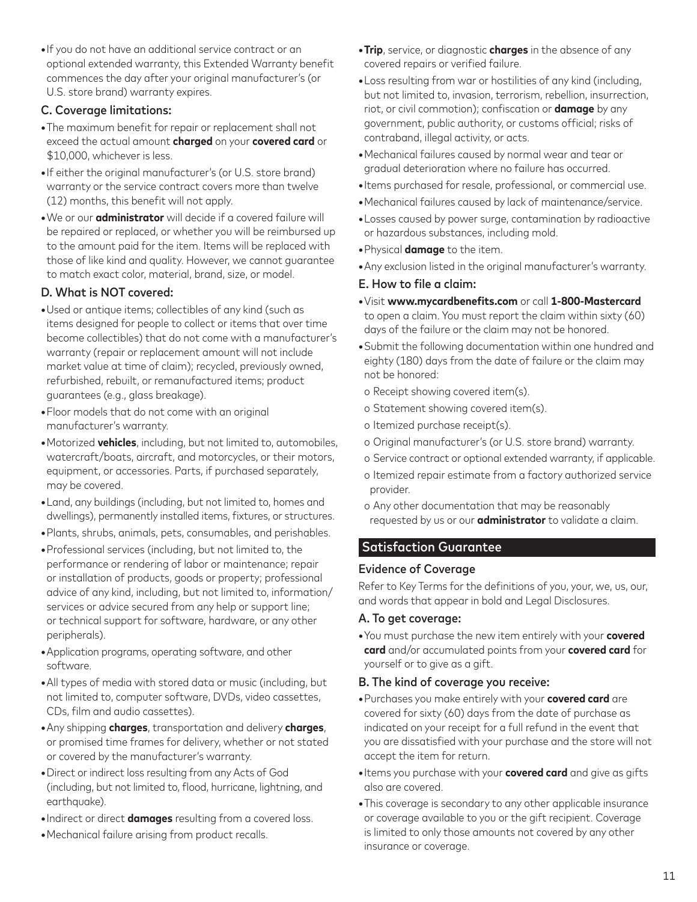- If you do not have an additional service contract or an optional extended warranty, this Extended Warranty benefit commences the day after your original manufacturer's (or U.S. store brand) warranty expires.

### C. Coverage limitations:

- The maximum benefit for repair or replacement shall not exceed the actual amount **charged** on your **covered card** or $10,000, whichever is less.
- If either the original manufacturer's (or U.S. store brand) warranty or the service contract covers more than twelve (12) months, this benefit will not apply.
- We or our **administrator** will decide if a covered failure will be repaired or replaced, or whether you will be reimbursed up to the amount paid for the item. Items will be replaced with those of like kind and quality. However, we cannot guarantee to match exact color, material, brand, size, or model.

### D. What is NOT covered:

- Used or antique items; collectibles of any kind (such as items designed for people to collect or items that over time become collectibles) that do not come with a manufacturer's warranty (repair or replacement amount will not include market value at time of claim); recycled, previously owned, refurbished, rebuilt, or remanufactured items; product guarantees (e.g., glass breakage).
- Floor models that do not come with an original manufacturer's warranty.
- Motorized **vehicles**, including, but not limited to, automobiles, watercraft/boats, aircraft, and motorcycles, or their motors, equipment, or accessories. Parts, if purchased separately, may be covered.
- Land, any buildings (including, but not limited to, homes and dwellings), permanently installed items, fixtures, or structures.
- Plants, shrubs, animals, pets, consumables, and perishables.
- Professional services (including, but not limited to, the performance or rendering of labor or maintenance; repair or installation of products, goods or property; professional advice of any kind, including, but not limited to, information/ services or advice secured from any help or support line; or technical support for software, hardware, or any other peripherals).
- Application programs, operating software, and other software.
- All types of media with stored data or music (including, but not limited to, computer software, DVDs, video cassettes, CDs, film and audio cassettes).
- Any shipping **charges**, transportation and delivery **charges**, or promised time frames for delivery, whether or not stated or covered by the manufacturer's warranty.
- Direct or indirect loss resulting from any Acts of God (including, but not limited to, flood, hurricane, lightning, and earthquake).
- Indirect or direct **damages** resulting from a covered loss.
- Mechanical failure arising from product recalls.
- **Trip**, service, or diagnostic **charges** in the absence of any covered repairs or verified failure.
- Loss resulting from war or hostilities of any kind (including, but not limited to, invasion, terrorism, rebellion, insurrection, riot, or civil commotion); confiscation or **damage** by any government, public authority, or customs official; risks of contraband, illegal activity, or acts.
- Mechanical failures caused by normal wear and tear or gradual deterioration where no failure has occurred.
- Items purchased for resale, professional, or commercial use.
- Mechanical failures caused by lack of maintenance/service.
- Losses caused by power surge, contamination by radioactive or hazardous substances, including mold.
- Physical **damage** to the item.
- Any exclusion listed in the original manufacturer's warranty.

### E. How to file a claim:

- Visit **www.mycardbenefits.com** or call **1-800-Mastercard** to open a claim. You must report the claim within sixty (60) days of the failure or the claim may not be honored.
- Submit the following documentation within one hundred and eighty (180) days from the date of failure or the claim may not be honored:
  - o Receipt showing covered item(s).
  - o Statement showing covered item(s).
  - o Itemized purchase receipt(s).
  - o Original manufacturer's (or U.S. store brand) warranty.
  - o Service contract or optional extended warranty, if applicable.
  - o Itemized repair estimate from a factory authorized service provider.
  - o Any other documentation that may be reasonably requested by us or our **administrator** to validate a claim.

## Satisfaction Guarantee

### Evidence of Coverage

Refer to Key Terms for the definitions of you, your, we, us, our, and words that appear in bold and Legal Disclosures.

### A. To get coverage:

- You must purchase the new item entirely with your **covered card** and/or accumulated points from your **covered card** for yourself or to give as a gift.

### B. The kind of coverage you receive:

- Purchases you make entirely with your **covered card** are covered for sixty (60) days from the date of purchase as indicated on your receipt for a full refund in the event that you are dissatisfied with your purchase and the store will not accept the item for return.
- Items you purchase with your **covered card** and give as gifts also are covered.
- This coverage is secondary to any other applicable insurance or coverage available to you or the gift recipient. Coverage is limited to only those amounts not covered by any other insurance or coverage.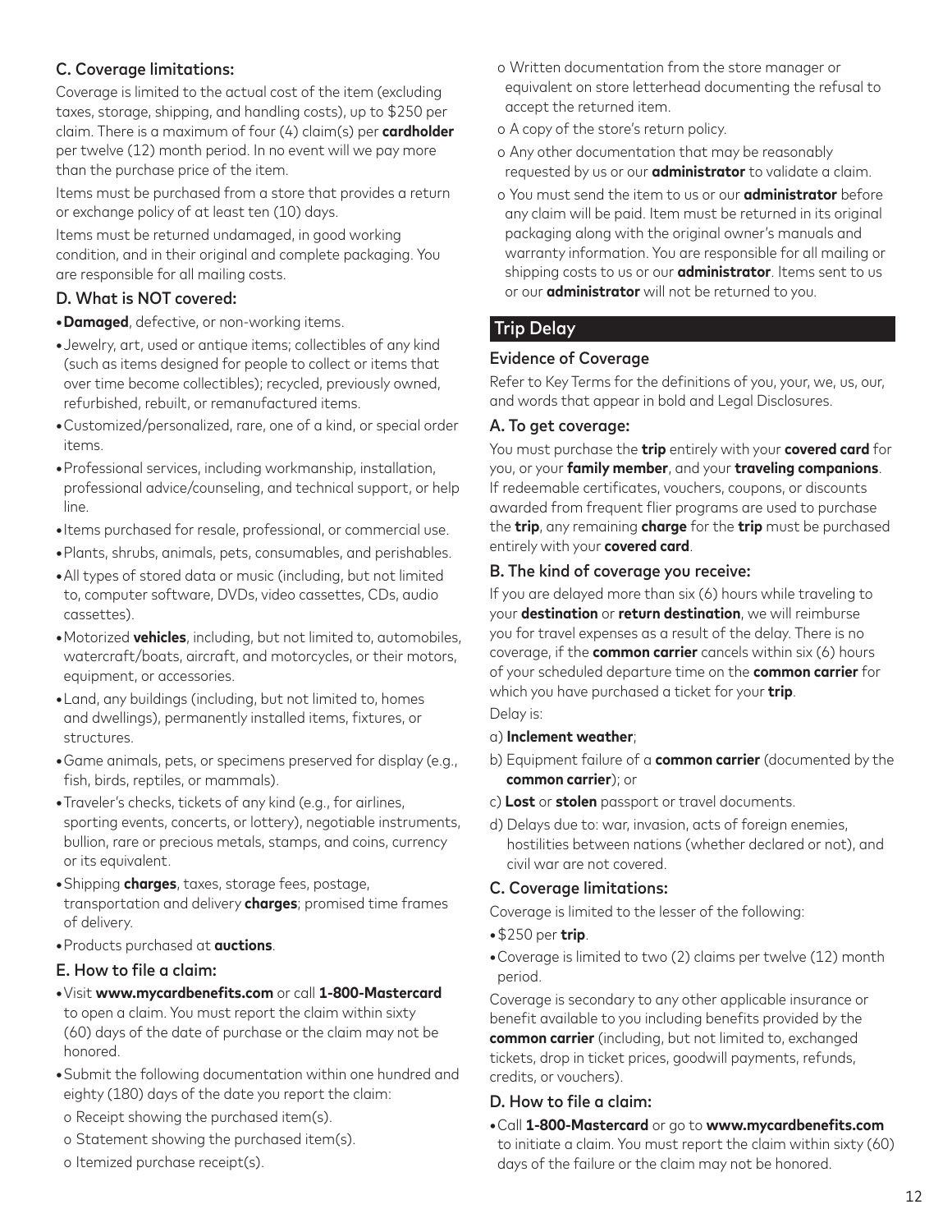### C. Coverage limitations:

Coverage is limited to the actual cost of the item (excluding taxes, storage, shipping, and handling costs), up to $250 per claim. There is a maximum of four (4) claim(s) per **cardholder** per twelve (12) month period. In no event will we pay more than the purchase price of the item.

Items must be purchased from a store that provides a return or exchange policy of at least ten (10) days.

Items must be returned undamaged, in good working condition, and in their original and complete packaging. You are responsible for all mailing costs.

### D. What is NOT covered:

- **Damaged**, defective, or non-working items.
- Jewelry, art, used or antique items; collectibles of any kind (such as items designed for people to collect or items that over time become collectibles); recycled, previously owned, refurbished, rebuilt, or remanufactured items.
- Customized/personalized, rare, one of a kind, or special order items.
- Professional services, including workmanship, installation, professional advice/counseling, and technical support, or help line.
- Items purchased for resale, professional, or commercial use.
- Plants, shrubs, animals, pets, consumables, and perishables.
- All types of stored data or music (including, but not limited to, computer software, DVDs, video cassettes, CDs, audio cassettes).
- Motorized **vehicles**, including, but not limited to, automobiles, watercraft/boats, aircraft, and motorcycles, or their motors, equipment, or accessories.
- Land, any buildings (including, but not limited to, homes and dwellings), permanently installed items, fixtures, or structures.
- Game animals, pets, or specimens preserved for display (e.g., fish, birds, reptiles, or mammals).
- Traveler's checks, tickets of any kind (e.g., for airlines, sporting events, concerts, or lottery), negotiable instruments, bullion, rare or precious metals, stamps, and coins, currency or its equivalent.
- Shipping **charges**, taxes, storage fees, postage, transportation and delivery **charges**; promised time frames of delivery.
- Products purchased at **auctions**.

### E. How to file a claim:

- Visit **www.mycardbenefits.com** or call **1-800-Mastercard** to open a claim. You must report the claim within sixty (60) days of the date of purchase or the claim may not be honored.
- Submit the following documentation within one hundred and eighty (180) days of the date you report the claim:
  - o Receipt showing the purchased item(s).
  - o Statement showing the purchased item(s).
  - o Itemized purchase receipt(s).
  - o Written documentation from the store manager or equivalent on store letterhead documenting the refusal to accept the returned item.
  - o A copy of the store's return policy.
  - o Any other documentation that may be reasonably requested by us or our **administrator** to validate a claim.
  - o You must send the item to us or our **administrator** before any claim will be paid. Item must be returned in its original packaging along with the original owner's manuals and warranty information. You are responsible for all mailing or shipping costs to us or our **administrator**. Items sent to us or our **administrator** will not be returned to you.

## Trip Delay

### Evidence of Coverage

Refer to Key Terms for the definitions of you, your, we, us, our, and words that appear in bold and Legal Disclosures.

### A. To get coverage:

You must purchase the **trip** entirely with your **covered card** for you, or your **family member**, and your **traveling companions**. If redeemable certificates, vouchers, coupons, or discounts awarded from frequent flier programs are used to purchase the **trip**, any remaining **charge** for the **trip** must be purchased entirely with your **covered card**.

### B. The kind of coverage you receive:

If you are delayed more than six (6) hours while traveling to your **destination** or **return destination**, we will reimburse you for travel expenses as a result of the delay. There is no coverage, if the **common carrier** cancels within six (6) hours of your scheduled departure time on the **common carrier** for which you have purchased a ticket for your **trip**.

Delay is:

a) **Inclement weather**;

b) Equipment failure of a **common carrier** (documented by the **common carrier**); or

c) **Lost** or **stolen** passport or travel documents.

d) Delays due to: war, invasion, acts of foreign enemies, hostilities between nations (whether declared or not), and civil war are not covered.

### C. Coverage limitations:

Coverage is limited to the lesser of the following:

- $250 per **trip**.
- Coverage is limited to two (2) claims per twelve (12) month period.

Coverage is secondary to any other applicable insurance or benefit available to you including benefits provided by the **common carrier** (including, but not limited to, exchanged tickets, drop in ticket prices, goodwill payments, refunds, credits, or vouchers).

### D. How to file a claim:

- Call **1-800-Mastercard** or go to **www.mycardbenefits.com** to initiate a claim. You must report the claim within sixty (60) days of the failure or the claim may not be honored.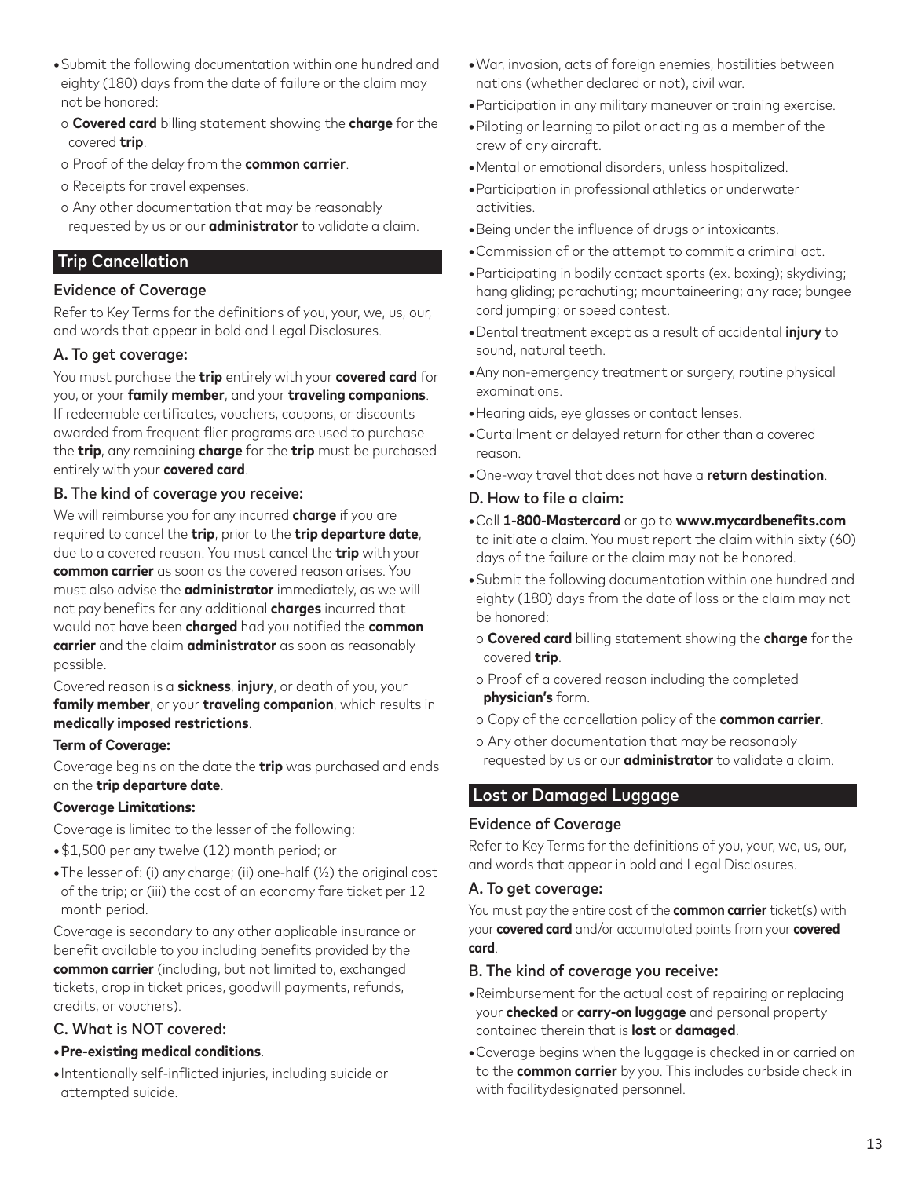- Submit the following documentation within one hundred and eighty (180) days from the date of failure or the claim may not be honored:
  - o **Covered card** billing statement showing the **charge** for the covered **trip**.
  - o Proof of the delay from the **common carrier**.
  - o Receipts for travel expenses.
  - o Any other documentation that may be reasonably requested by us or our **administrator** to validate a claim.

## Trip Cancellation

### Evidence of Coverage

Refer to Key Terms for the definitions of you, your, we, us, our, and words that appear in bold and Legal Disclosures.

### A. To get coverage:

You must purchase the **trip** entirely with your **covered card** for you, or your **family member**, and your **traveling companions**. If redeemable certificates, vouchers, coupons, or discounts awarded from frequent flier programs are used to purchase the **trip**, any remaining **charge** for the **trip** must be purchased entirely with your **covered card**.

### B. The kind of coverage you receive:

We will reimburse you for any incurred **charge** if you are required to cancel the **trip**, prior to the **trip departure date**, due to a covered reason. You must cancel the **trip** with your **common carrier** as soon as the covered reason arises. You must also advise the **administrator** immediately, as we will not pay benefits for any additional **charges** incurred that would not have been **charged** had you notified the **common carrier** and the claim **administrator** as soon as reasonably possible.

Covered reason is a **sickness**, **injury**, or death of you, your **family member**, or your **traveling companion**, which results in **medically imposed restrictions**.

**Term of Coverage:**

Coverage begins on the date the **trip** was purchased and ends on the **trip departure date**.

**Coverage Limitations:**

Coverage is limited to the lesser of the following:

- $1,500 per any twelve (12) month period; or
- The lesser of: (i) any charge; (ii) one-half (½) the original cost of the trip; or (iii) the cost of an economy fare ticket per 12 month period.

Coverage is secondary to any other applicable insurance or benefit available to you including benefits provided by the **common carrier** (including, but not limited to, exchanged tickets, drop in ticket prices, goodwill payments, refunds, credits, or vouchers).

### C. What is NOT covered:

- **Pre-existing medical conditions**.
- Intentionally self-inflicted injuries, including suicide or attempted suicide.
- War, invasion, acts of foreign enemies, hostilities between nations (whether declared or not), civil war.
- Participation in any military maneuver or training exercise.
- Piloting or learning to pilot or acting as a member of the crew of any aircraft.
- Mental or emotional disorders, unless hospitalized.
- Participation in professional athletics or underwater activities.
- Being under the influence of drugs or intoxicants.
- Commission of or the attempt to commit a criminal act.
- Participating in bodily contact sports (ex. boxing); skydiving; hang gliding; parachuting; mountaineering; any race; bungee cord jumping; or speed contest.
- Dental treatment except as a result of accidental **injury** to sound, natural teeth.
- Any non-emergency treatment or surgery, routine physical examinations.
- Hearing aids, eye glasses or contact lenses.
- Curtailment or delayed return for other than a covered reason.
- One-way travel that does not have a **return destination**.

### D. How to file a claim:

- Call **1-800-Mastercard** or go to **www.mycardbenefits.com** to initiate a claim. You must report the claim within sixty (60) days of the failure or the claim may not be honored.
- Submit the following documentation within one hundred and eighty (180) days from the date of loss or the claim may not be honored:
  - o **Covered card** billing statement showing the **charge** for the covered **trip**.
  - o Proof of a covered reason including the completed **physician's** form.
  - o Copy of the cancellation policy of the **common carrier**.
  - o Any other documentation that may be reasonably requested by us or our **administrator** to validate a claim.

## Lost or Damaged Luggage

### Evidence of Coverage

Refer to Key Terms for the definitions of you, your, we, us, our, and words that appear in bold and Legal Disclosures.

### A. To get coverage:

You must pay the entire cost of the **common carrier** ticket(s) with your **covered card** and/or accumulated points from your **covered card**.

### B. The kind of coverage you receive:

- Reimbursement for the actual cost of repairing or replacing your **checked** or **carry-on luggage** and personal property contained therein that is **lost** or **damaged**.
- Coverage begins when the luggage is checked in or carried on to the **common carrier** by you. This includes curbside check in with facilitydesignated personnel.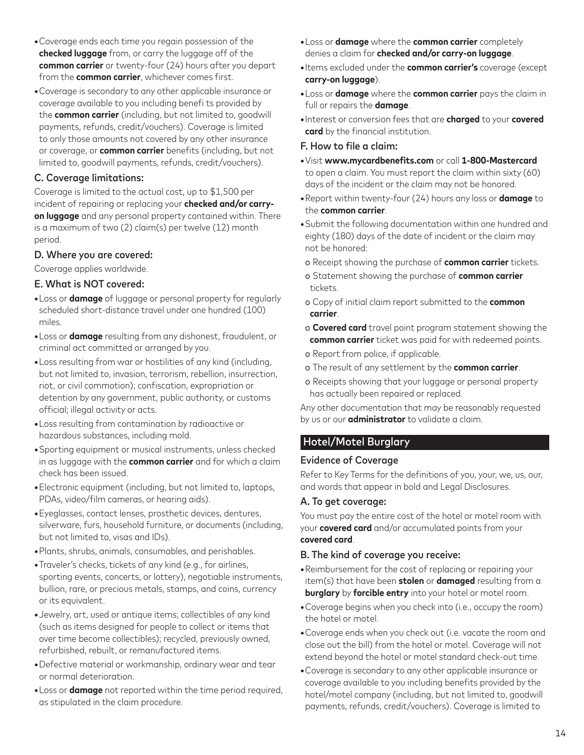- Coverage ends each time you regain possession of the **checked luggage** from, or carry the luggage off of the **common carrier** or twenty-four (24) hours after you depart from the **common carrier**, whichever comes first.
- Coverage is secondary to any other applicable insurance or coverage available to you including benefi ts provided by the **common carrier** (including, but not limited to, goodwill payments, refunds, credit/vouchers). Coverage is limited to only those amounts not covered by any other insurance or coverage, or **common carrier** benefits (including, but not limited to, goodwill payments, refunds, credit/vouchers).

### C. Coverage limitations:

Coverage is limited to the actual cost, up to $1,500 per incident of repairing or replacing your **checked and/or carry-on luggage** and any personal property contained within. There is a maximum of two (2) claim(s) per twelve (12) month period.

### D. Where you are covered:

Coverage applies worldwide.

### E. What is NOT covered:

- Loss or **damage** of luggage or personal property for regularly scheduled short-distance travel under one hundred (100) miles.
- Loss or **damage** resulting from any dishonest, fraudulent, or criminal act committed or arranged by you.
- Loss resulting from war or hostilities of any kind (including, but not limited to, invasion, terrorism, rebellion, insurrection, riot, or civil commotion); confiscation, expropriation or detention by any government, public authority, or customs official; illegal activity or acts.
- Loss resulting from contamination by radioactive or hazardous substances, including mold.
- Sporting equipment or musical instruments, unless checked in as luggage with the **common carrier** and for which a claim check has been issued.
- Electronic equipment (including, but not limited to, laptops, PDAs, video/film cameras, or hearing aids).
- Eyeglasses, contact lenses, prosthetic devices, dentures, silverware, furs, household furniture, or documents (including, but not limited to, visas and IDs).
- Plants, shrubs, animals, consumables, and perishables.
- Traveler's checks, tickets of any kind (e.g., for airlines, sporting events, concerts, or lottery), negotiable instruments, bullion, rare, or precious metals, stamps, and coins, currency or its equivalent.
- Jewelry, art, used or antique items; collectibles of any kind (such as items designed for people to collect or items that over time become collectibles); recycled, previously owned, refurbished, rebuilt, or remanufactured items.
- Defective material or workmanship, ordinary wear and tear or normal deterioration.
- Loss or **damage** not reported within the time period required, as stipulated in the claim procedure.
- Loss or **damage** where the **common carrier** completely denies a claim for **checked and/or carry-on luggage**.
- Items excluded under the **common carrier's** coverage (except **carry-on luggage**).
- Loss or **damage** where the **common carrier** pays the claim in full or repairs the **damage**.
- Interest or conversion fees that are **charged** to your **covered card** by the financial institution.

### F. How to file a claim:

- Visit **www.mycardbenefits.com** or call **1-800-Mastercard** to open a claim. You must report the claim within sixty (60) days of the incident or the claim may not be honored.
- Report within twenty-four (24) hours any loss or **damage** to the **common carrier**.
- Submit the following documentation within one hundred and eighty (180) days of the date of incident or the claim may not be honored:
  - o Receipt showing the purchase of **common carrier** tickets.
  - o Statement showing the purchase of **common carrier** tickets.
  - o Copy of initial claim report submitted to the **common carrier**.
  - o **Covered card** travel point program statement showing the **common carrier** ticket was paid for with redeemed points.
  - o Report from police, if applicable.
  - o The result of any settlement by the **common carrier**.
  - o Receipts showing that your luggage or personal property has actually been repaired or replaced.

Any other documentation that may be reasonably requested by us or our **administrator** to validate a claim.

## Hotel/Motel Burglary

### Evidence of Coverage

Refer to Key Terms for the definitions of you, your, we, us, our, and words that appear in bold and Legal Disclosures.

### A. To get coverage:

You must pay the entire cost of the hotel or motel room with your **covered card** and/or accumulated points from your **covered card**.

### B. The kind of coverage you receive:

- Reimbursement for the cost of replacing or repairing your item(s) that have been **stolen** or **damaged** resulting from a **burglary** by **forcible entry** into your hotel or motel room.
- Coverage begins when you check into (i.e., occupy the room) the hotel or motel.
- Coverage ends when you check out (i.e. vacate the room and close out the bill) from the hotel or motel. Coverage will not extend beyond the hotel or motel standard check-out time.
- Coverage is secondary to any other applicable insurance or coverage available to you including benefits provided by the hotel/motel company (including, but not limited to, goodwill payments, refunds, credit/vouchers). Coverage is limited to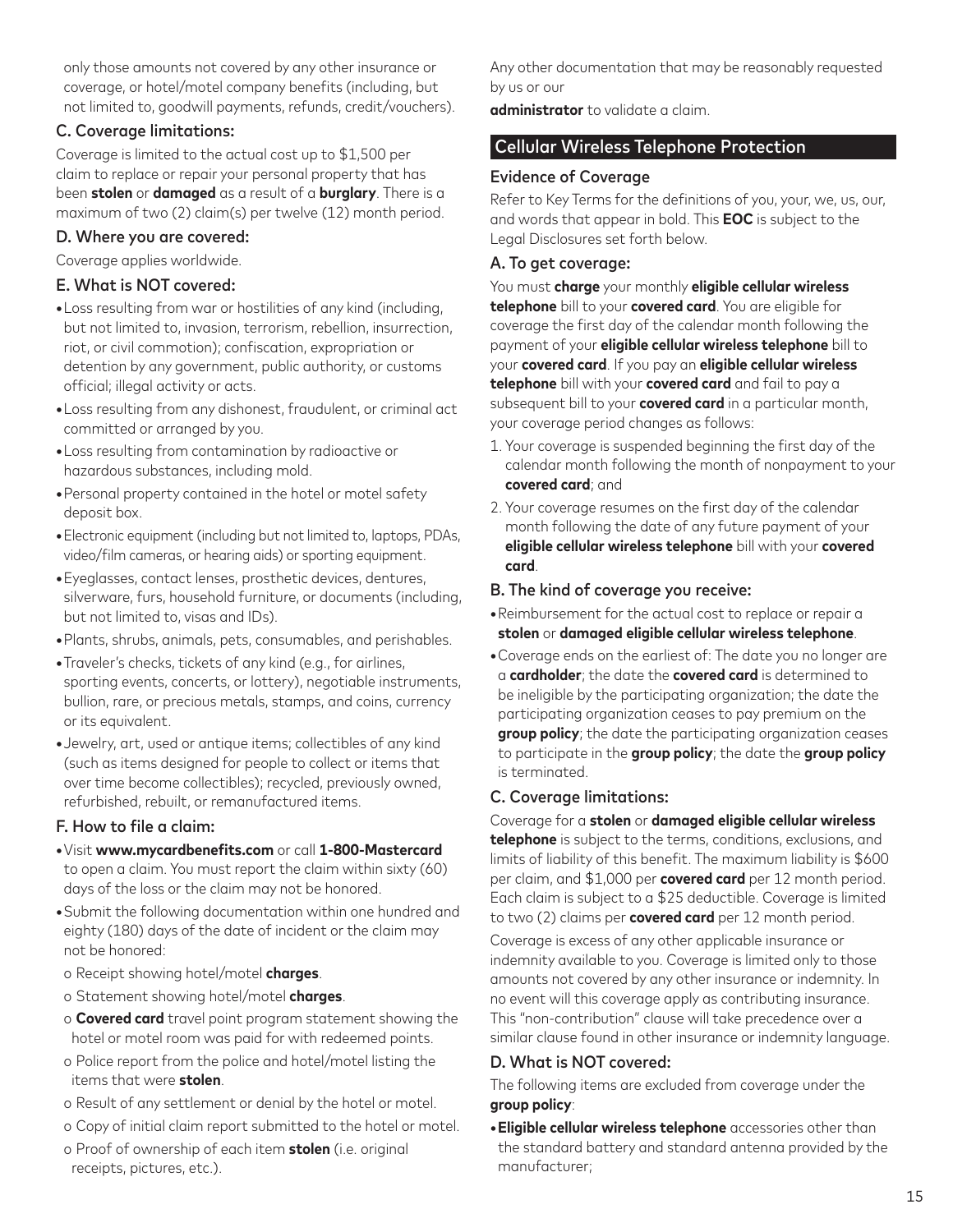only those amounts not covered by any other insurance or coverage, or hotel/motel company benefits (including, but not limited to, goodwill payments, refunds, credit/vouchers).

### C. Coverage limitations:

Coverage is limited to the actual cost up to $1,500 per claim to replace or repair your personal property that has been **stolen** or **damaged** as a result of a **burglary**. There is a maximum of two (2) claim(s) per twelve (12) month period.

### D. Where you are covered:

Coverage applies worldwide.

### E. What is NOT covered:

- Loss resulting from war or hostilities of any kind (including, but not limited to, invasion, terrorism, rebellion, insurrection, riot, or civil commotion); confiscation, expropriation or detention by any government, public authority, or customs official; illegal activity or acts.
- Loss resulting from any dishonest, fraudulent, or criminal act committed or arranged by you.
- Loss resulting from contamination by radioactive or hazardous substances, including mold.
- Personal property contained in the hotel or motel safety deposit box.
- Electronic equipment (including but not limited to, laptops, PDAs, video/film cameras, or hearing aids) or sporting equipment.
- Eyeglasses, contact lenses, prosthetic devices, dentures, silverware, furs, household furniture, or documents (including, but not limited to, visas and IDs).
- Plants, shrubs, animals, pets, consumables, and perishables.
- Traveler's checks, tickets of any kind (e.g., for airlines, sporting events, concerts, or lottery), negotiable instruments, bullion, rare, or precious metals, stamps, and coins, currency or its equivalent.
- Jewelry, art, used or antique items; collectibles of any kind (such as items designed for people to collect or items that over time become collectibles); recycled, previously owned, refurbished, rebuilt, or remanufactured items.

### F. How to file a claim:

- Visit **www.mycardbenefits.com** or call **1-800-Mastercard** to open a claim. You must report the claim within sixty (60) days of the loss or the claim may not be honored.
- Submit the following documentation within one hundred and eighty (180) days of the date of incident or the claim may not be honored:
  - o Receipt showing hotel/motel **charges**.
  - o Statement showing hotel/motel **charges**.
  - o **Covered card** travel point program statement showing the hotel or motel room was paid for with redeemed points.
  - o Police report from the police and hotel/motel listing the items that were **stolen**.
  - o Result of any settlement or denial by the hotel or motel.
  - o Copy of initial claim report submitted to the hotel or motel.
  - o Proof of ownership of each item **stolen** (i.e. original receipts, pictures, etc.).

Any other documentation that may be reasonably requested by us or our

**administrator** to validate a claim.

## Cellular Wireless Telephone Protection

### Evidence of Coverage

Refer to Key Terms for the definitions of you, your, we, us, our, and words that appear in bold. This **EOC** is subject to the Legal Disclosures set forth below.

### A. To get coverage:

You must **charge** your monthly **eligible cellular wireless telephone** bill to your **covered card**. You are eligible for coverage the first day of the calendar month following the payment of your **eligible cellular wireless telephone** bill to your **covered card**. If you pay an **eligible cellular wireless telephone** bill with your **covered card** and fail to pay a subsequent bill to your **covered card** in a particular month, your coverage period changes as follows:

1. Your coverage is suspended beginning the first day of the calendar month following the month of nonpayment to your **covered card**; and
2. Your coverage resumes on the first day of the calendar month following the date of any future payment of your **eligible cellular wireless telephone** bill with your **covered card**.

### B. The kind of coverage you receive:

- Reimbursement for the actual cost to replace or repair a **stolen** or **damaged eligible cellular wireless telephone**.
- Coverage ends on the earliest of: The date you no longer are a **cardholder**; the date the **covered card** is determined to be ineligible by the participating organization; the date the participating organization ceases to pay premium on the **group policy**; the date the participating organization ceases to participate in the **group policy**; the date the **group policy** is terminated.

### C. Coverage limitations:

Coverage for a **stolen** or **damaged eligible cellular wireless telephone** is subject to the terms, conditions, exclusions, and limits of liability of this benefit. The maximum liability is $600 per claim, and $1,000 per **covered card** per 12 month period. Each claim is subject to a $25 deductible. Coverage is limited to two (2) claims per **covered card** per 12 month period.

Coverage is excess of any other applicable insurance or indemnity available to you. Coverage is limited only to those amounts not covered by any other insurance or indemnity. In no event will this coverage apply as contributing insurance. This "non-contribution" clause will take precedence over a similar clause found in other insurance or indemnity language.

### D. What is NOT covered:

The following items are excluded from coverage under the **group policy**:

- **Eligible cellular wireless telephone** accessories other than the standard battery and standard antenna provided by the manufacturer;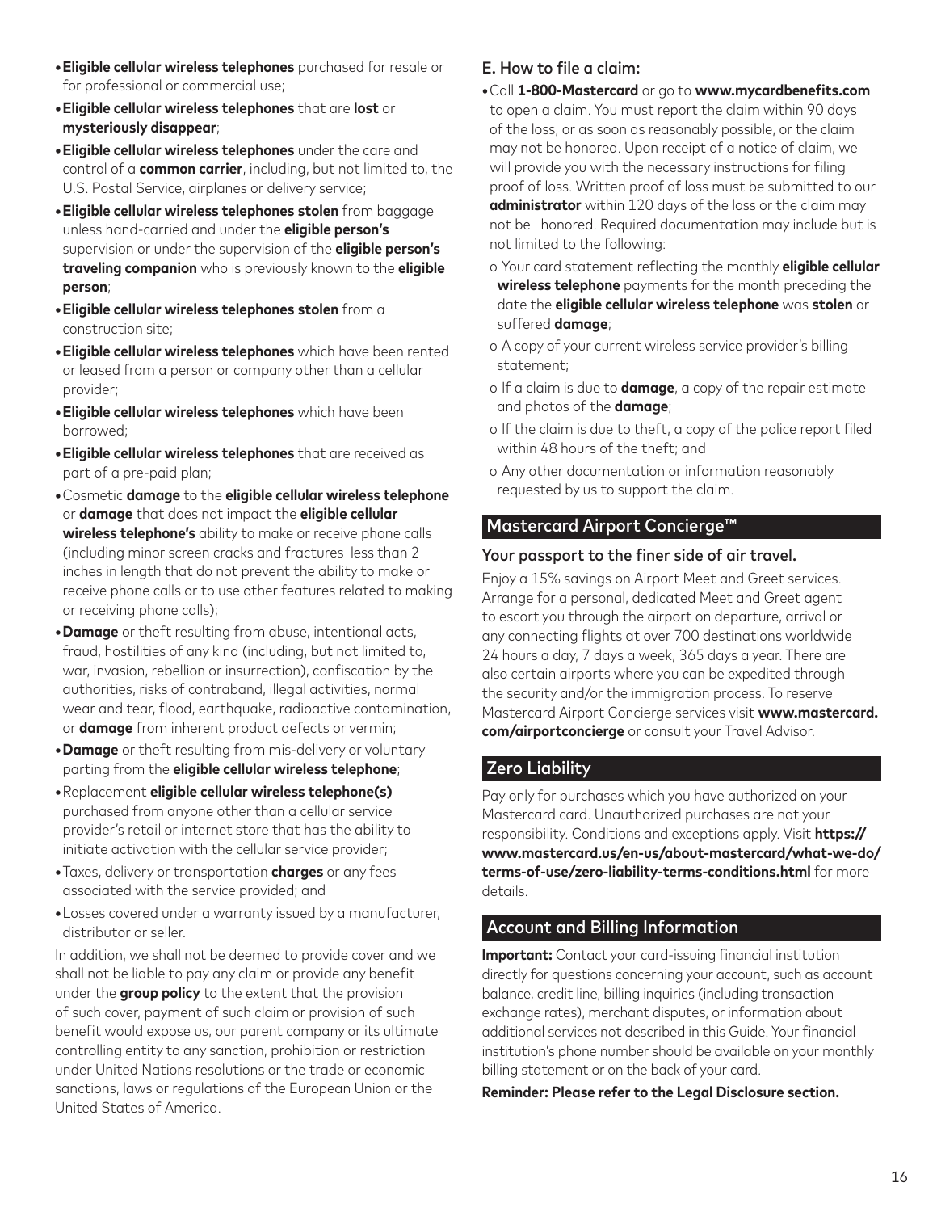- **Eligible cellular wireless telephones** purchased for resale or for professional or commercial use;
- **Eligible cellular wireless telephones** that are **lost** or **mysteriously disappear**;
- **Eligible cellular wireless telephones** under the care and control of a **common carrier**, including, but not limited to, the U.S. Postal Service, airplanes or delivery service;
- **Eligible cellular wireless telephones stolen** from baggage unless hand-carried and under the **eligible person's** supervision or under the supervision of the **eligible person's traveling companion** who is previously known to the **eligible person**;
- **Eligible cellular wireless telephones stolen** from a construction site;
- **Eligible cellular wireless telephones** which have been rented or leased from a person or company other than a cellular provider;
- **Eligible cellular wireless telephones** which have been borrowed;
- **Eligible cellular wireless telephones** that are received as part of a pre-paid plan;
- Cosmetic **damage** to the **eligible cellular wireless telephone** or **damage** that does not impact the **eligible cellular wireless telephone's** ability to make or receive phone calls (including minor screen cracks and fractures less than 2 inches in length that do not prevent the ability to make or receive phone calls or to use other features related to making or receiving phone calls);
- **Damage** or theft resulting from abuse, intentional acts, fraud, hostilities of any kind (including, but not limited to, war, invasion, rebellion or insurrection), confiscation by the authorities, risks of contraband, illegal activities, normal wear and tear, flood, earthquake, radioactive contamination, or **damage** from inherent product defects or vermin;
- **Damage** or theft resulting from mis-delivery or voluntary parting from the **eligible cellular wireless telephone**;
- Replacement **eligible cellular wireless telephone(s)** purchased from anyone other than a cellular service provider's retail or internet store that has the ability to initiate activation with the cellular service provider;
- Taxes, delivery or transportation **charges** or any fees associated with the service provided; and
- Losses covered under a warranty issued by a manufacturer, distributor or seller.

In addition, we shall not be deemed to provide cover and we shall not be liable to pay any claim or provide any benefit under the **group policy** to the extent that the provision of such cover, payment of such claim or provision of such benefit would expose us, our parent company or its ultimate controlling entity to any sanction, prohibition or restriction under United Nations resolutions or the trade or economic sanctions, laws or regulations of the European Union or the United States of America.

### E. How to file a claim:

- Call **1-800-Mastercard** or go to **www.mycardbenefits.com** to open a claim. You must report the claim within 90 days of the loss, or as soon as reasonably possible, or the claim may not be honored. Upon receipt of a notice of claim, we will provide you with the necessary instructions for filing proof of loss. Written proof of loss must be submitted to our **administrator** within 120 days of the loss or the claim may not be honored. Required documentation may include but is not limited to the following:
  - Your card statement reflecting the monthly **eligible cellular wireless telephone** payments for the month preceding the date the **eligible cellular wireless telephone** was **stolen** or suffered **damage**;
  - A copy of your current wireless service provider's billing statement;
  - If a claim is due to **damage**, a copy of the repair estimate and photos of the **damage**;
  - If the claim is due to theft, a copy of the police report filed within 48 hours of the theft; and
  - Any other documentation or information reasonably requested by us to support the claim.

## Mastercard Airport Concierge™

### Your passport to the finer side of air travel.

Enjoy a 15% savings on Airport Meet and Greet services. Arrange for a personal, dedicated Meet and Greet agent to escort you through the airport on departure, arrival or any connecting flights at over 700 destinations worldwide 24 hours a day, 7 days a week, 365 days a year. There are also certain airports where you can be expedited through the security and/or the immigration process. To reserve Mastercard Airport Concierge services visit **www.mastercard.com/airportconcierge** or consult your Travel Advisor.

## Zero Liability

Pay only for purchases which you have authorized on your Mastercard card. Unauthorized purchases are not your responsibility. Conditions and exceptions apply. Visit **https://www.mastercard.us/en-us/about-mastercard/what-we-do/terms-of-use/zero-liability-terms-conditions.html** for more details.

## Account and Billing Information

**Important:** Contact your card-issuing financial institution directly for questions concerning your account, such as account balance, credit line, billing inquiries (including transaction exchange rates), merchant disputes, or information about additional services not described in this Guide. Your financial institution's phone number should be available on your monthly billing statement or on the back of your card.

**Reminder: Please refer to the Legal Disclosure section.**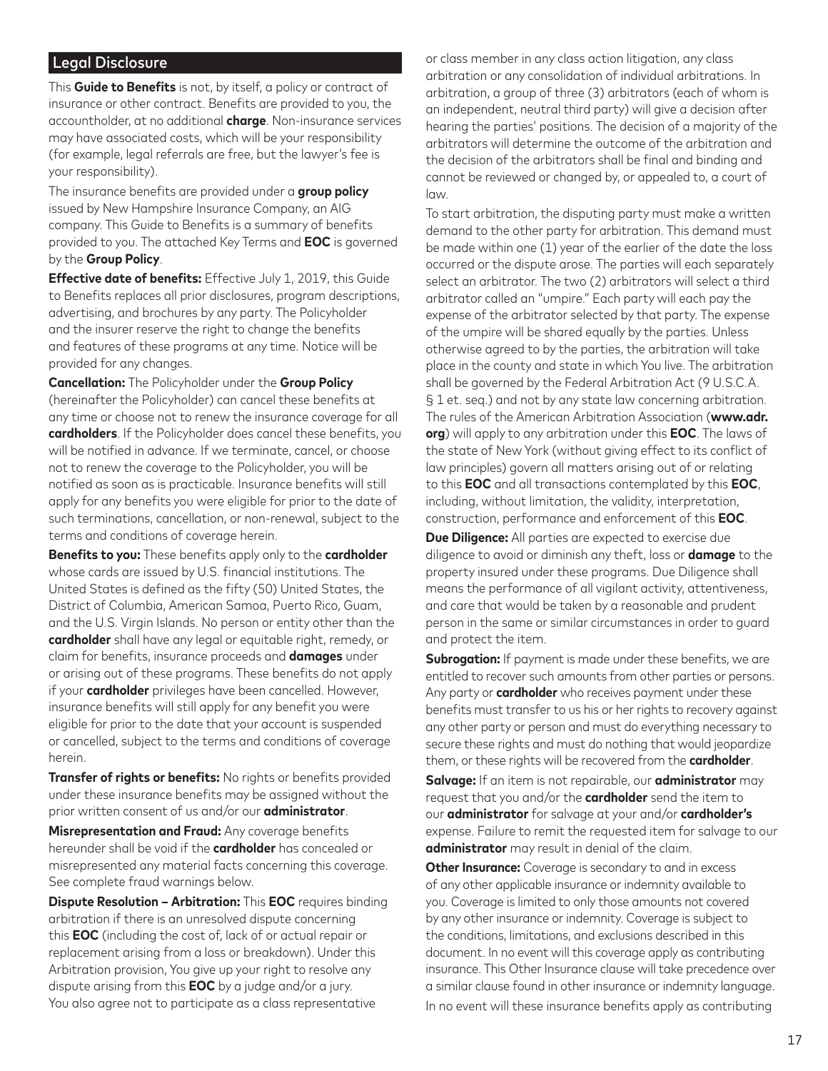## Legal Disclosure

This **Guide to Benefits** is not, by itself, a policy or contract of insurance or other contract. Benefits are provided to you, the accountholder, at no additional **charge**. Non-insurance services may have associated costs, which will be your responsibility (for example, legal referrals are free, but the lawyer's fee is your responsibility).

The insurance benefits are provided under a **group policy** issued by New Hampshire Insurance Company, an AIG company. This Guide to Benefits is a summary of benefits provided to you. The attached Key Terms and **EOC** is governed by the **Group Policy**.

**Effective date of benefits:** Effective July 1, 2019, this Guide to Benefits replaces all prior disclosures, program descriptions, advertising, and brochures by any party. The Policyholder and the insurer reserve the right to change the benefits and features of these programs at any time. Notice will be provided for any changes.

**Cancellation:** The Policyholder under the **Group Policy** (hereinafter the Policyholder) can cancel these benefits at any time or choose not to renew the insurance coverage for all **cardholders**. If the Policyholder does cancel these benefits, you will be notified in advance. If we terminate, cancel, or choose not to renew the coverage to the Policyholder, you will be notified as soon as is practicable. Insurance benefits will still apply for any benefits you were eligible for prior to the date of such terminations, cancellation, or non-renewal, subject to the terms and conditions of coverage herein.

**Benefits to you:** These benefits apply only to the **cardholder** whose cards are issued by U.S. financial institutions. The United States is defined as the fifty (50) United States, the District of Columbia, American Samoa, Puerto Rico, Guam, and the U.S. Virgin Islands. No person or entity other than the **cardholder** shall have any legal or equitable right, remedy, or claim for benefits, insurance proceeds and **damages** under or arising out of these programs. These benefits do not apply if your **cardholder** privileges have been cancelled. However, insurance benefits will still apply for any benefit you were eligible for prior to the date that your account is suspended or cancelled, subject to the terms and conditions of coverage herein.

**Transfer of rights or benefits:** No rights or benefits provided under these insurance benefits may be assigned without the prior written consent of us and/or our **administrator**.

**Misrepresentation and Fraud:** Any coverage benefits hereunder shall be void if the **cardholder** has concealed or misrepresented any material facts concerning this coverage. See complete fraud warnings below.

**Dispute Resolution – Arbitration:** This **EOC** requires binding arbitration if there is an unresolved dispute concerning this **EOC** (including the cost of, lack of or actual repair or replacement arising from a loss or breakdown). Under this Arbitration provision, You give up your right to resolve any dispute arising from this **EOC** by a judge and/or a jury. You also agree not to participate as a class representative or class member in any class action litigation, any class arbitration or any consolidation of individual arbitrations. In arbitration, a group of three (3) arbitrators (each of whom is an independent, neutral third party) will give a decision after hearing the parties' positions. The decision of a majority of the arbitrators will determine the outcome of the arbitration and the decision of the arbitrators shall be final and binding and cannot be reviewed or changed by, or appealed to, a court of law.

To start arbitration, the disputing party must make a written demand to the other party for arbitration. This demand must be made within one (1) year of the earlier of the date the loss occurred or the dispute arose. The parties will each separately select an arbitrator. The two (2) arbitrators will select a third arbitrator called an "umpire." Each party will each pay the expense of the arbitrator selected by that party. The expense of the umpire will be shared equally by the parties. Unless otherwise agreed to by the parties, the arbitration will take place in the county and state in which You live. The arbitration shall be governed by the Federal Arbitration Act (9 U.S.C.A. § 1 et. seq.) and not by any state law concerning arbitration. The rules of the American Arbitration Association (**www.adr.org**) will apply to any arbitration under this **EOC**. The laws of the state of New York (without giving effect to its conflict of law principles) govern all matters arising out of or relating to this **EOC** and all transactions contemplated by this **EOC**, including, without limitation, the validity, interpretation, construction, performance and enforcement of this **EOC**.

**Due Diligence:** All parties are expected to exercise due diligence to avoid or diminish any theft, loss or **damage** to the property insured under these programs. Due Diligence shall means the performance of all vigilant activity, attentiveness, and care that would be taken by a reasonable and prudent person in the same or similar circumstances in order to guard and protect the item.

**Subrogation:** If payment is made under these benefits, we are entitled to recover such amounts from other parties or persons. Any party or **cardholder** who receives payment under these benefits must transfer to us his or her rights to recovery against any other party or person and must do everything necessary to secure these rights and must do nothing that would jeopardize them, or these rights will be recovered from the **cardholder**.

**Salvage:** If an item is not repairable, our **administrator** may request that you and/or the **cardholder** send the item to our **administrator** for salvage at your and/or **cardholder's** expense. Failure to remit the requested item for salvage to our **administrator** may result in denial of the claim.

**Other Insurance:** Coverage is secondary to and in excess of any other applicable insurance or indemnity available to you. Coverage is limited to only those amounts not covered by any other insurance or indemnity. Coverage is subject to the conditions, limitations, and exclusions described in this document. In no event will this coverage apply as contributing insurance. This Other Insurance clause will take precedence over a similar clause found in other insurance or indemnity language.

In no event will these insurance benefits apply as contributing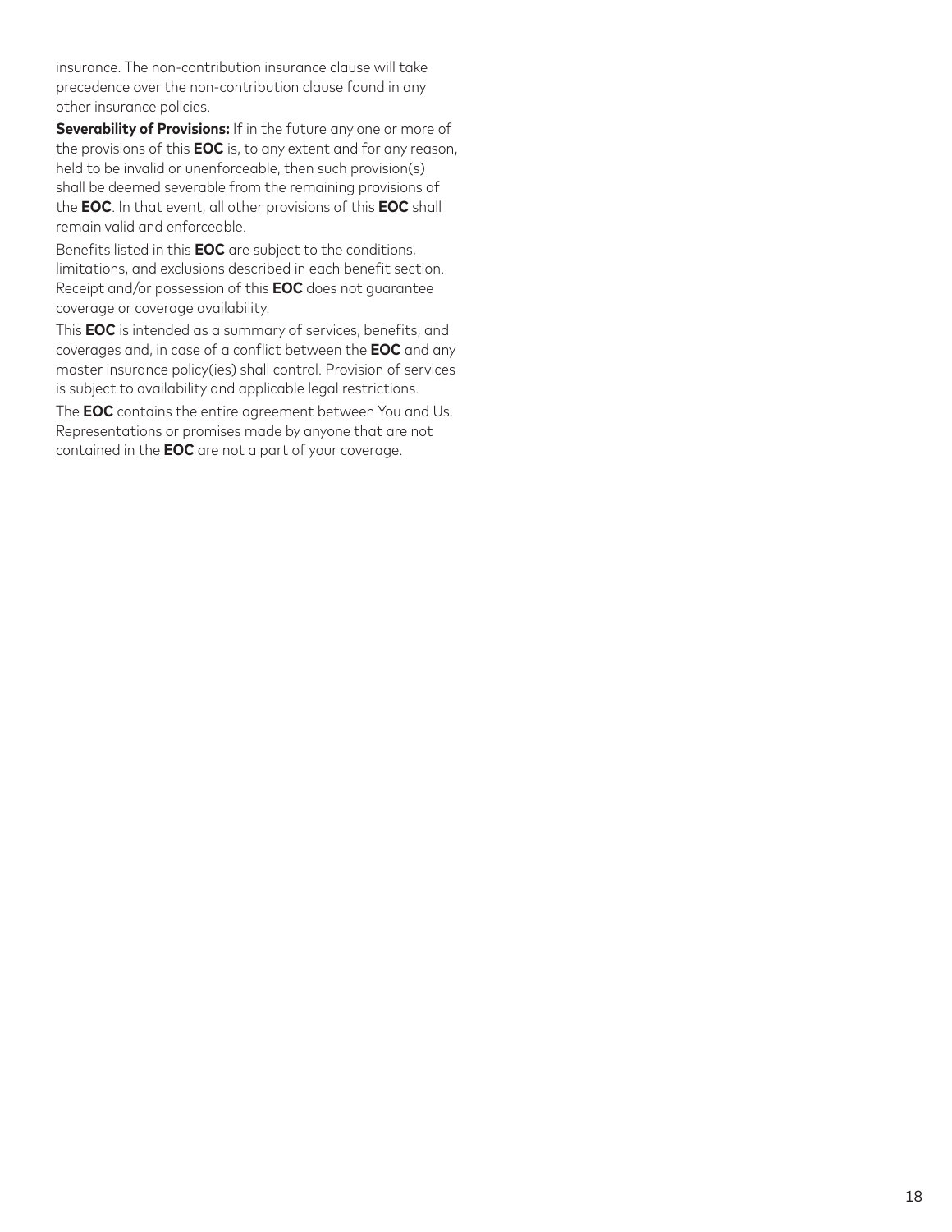insurance. The non-contribution insurance clause will take precedence over the non-contribution clause found in any other insurance policies.

**Severability of Provisions:** If in the future any one or more of the provisions of this **EOC** is, to any extent and for any reason, held to be invalid or unenforceable, then such provision(s) shall be deemed severable from the remaining provisions of the **EOC**. In that event, all other provisions of this **EOC** shall remain valid and enforceable.

Benefits listed in this **EOC** are subject to the conditions, limitations, and exclusions described in each benefit section. Receipt and/or possession of this **EOC** does not guarantee coverage or coverage availability.

This **EOC** is intended as a summary of services, benefits, and coverages and, in case of a conflict between the **EOC** and any master insurance policy(ies) shall control. Provision of services is subject to availability and applicable legal restrictions.

The **EOC** contains the entire agreement between You and Us. Representations or promises made by anyone that are not contained in the **EOC** are not a part of your coverage.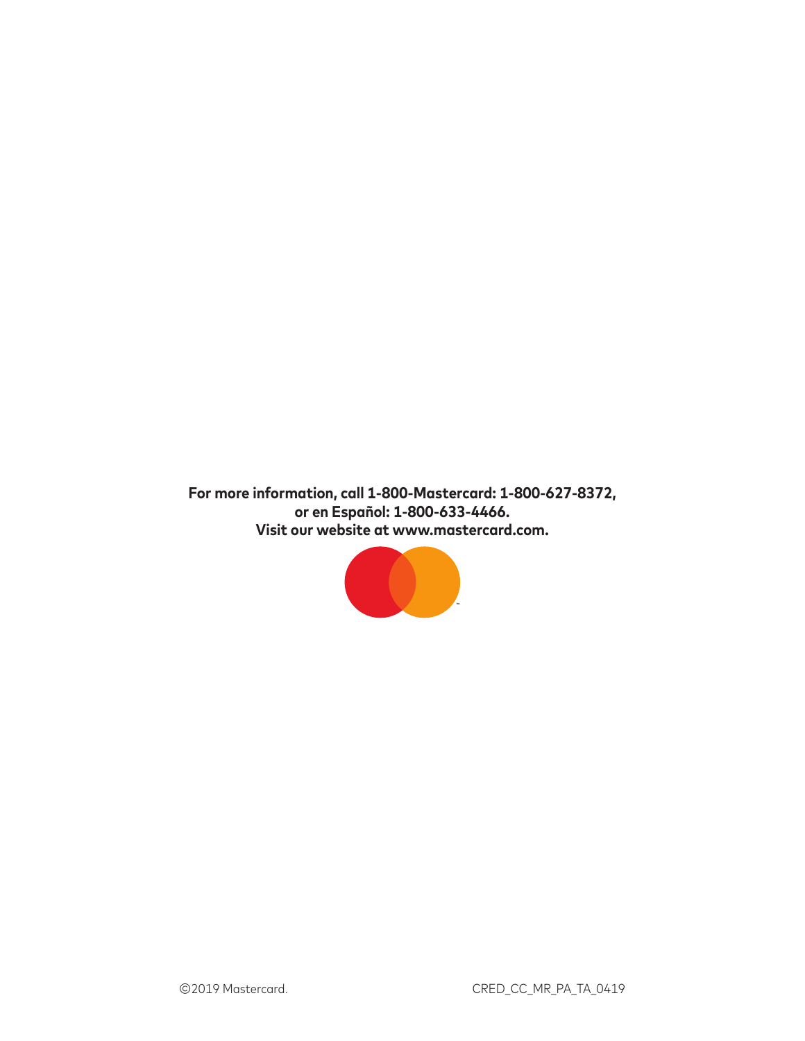**For more information, call 1-800-Mastercard: 1-800-627-8372,**
**or en Español: 1-800-633-4466.**
**Visit our website at www.mastercard.com.**

©2019 Mastercard.

CRED_CC_MR_PA_TA_0419